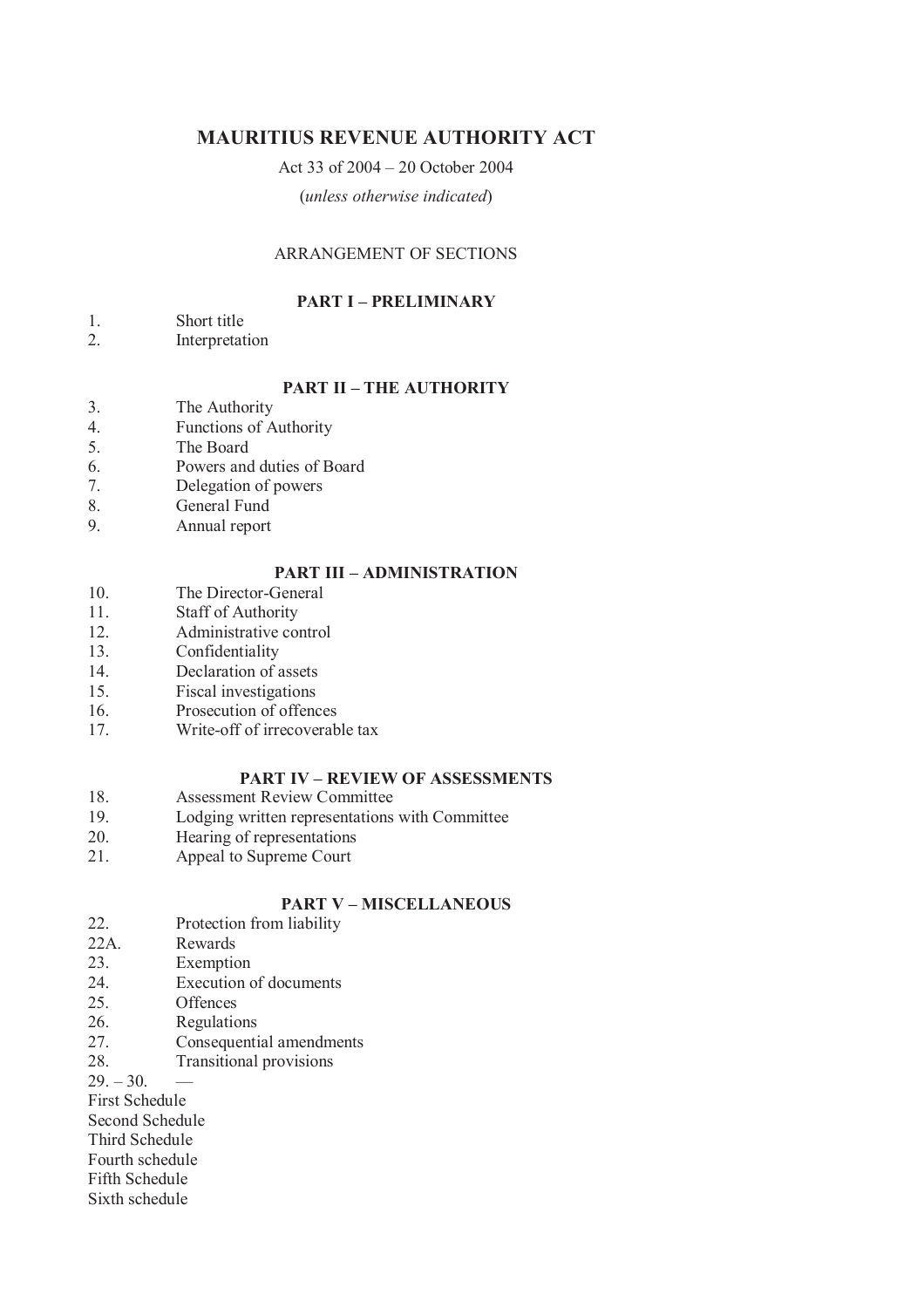# MAURITIUS REVENUE AUTHORITY ACT

Act 33 of 2004 – 20 October 2004

(*unless otherwise indicated*)

ARRANGEMENT OF SECTIONS

### PART I – PRELIMINARY

1. Short title
2. Interpretation

### PART II – THE AUTHORITY

3. The Authority
4. Functions of Authority
5. The Board
6. Powers and duties of Board
7. Delegation of powers
8. General Fund
9. Annual report

### PART III – ADMINISTRATION

10. The Director-General
11. Staff of Authority
12. Administrative control
13. Confidentiality
14. Declaration of assets
15. Fiscal investigations
16. Prosecution of offences
17. Write-off of irrecoverable tax

### PART IV – REVIEW OF ASSESSMENTS

18. Assessment Review Committee
19. Lodging written representations with Committee
20. Hearing of representations
21. Appeal to Supreme Court

### PART V – MISCELLANEOUS

22. Protection from liability

22A. Rewards

23. Exemption
24. Execution of documents
25. Offences
26. Regulations
27. Consequential amendments
28. Transitional provisions

29. – 30. —

First Schedule

Second Schedule

Third Schedule

Fourth schedule

Fifth Schedule

Sixth schedule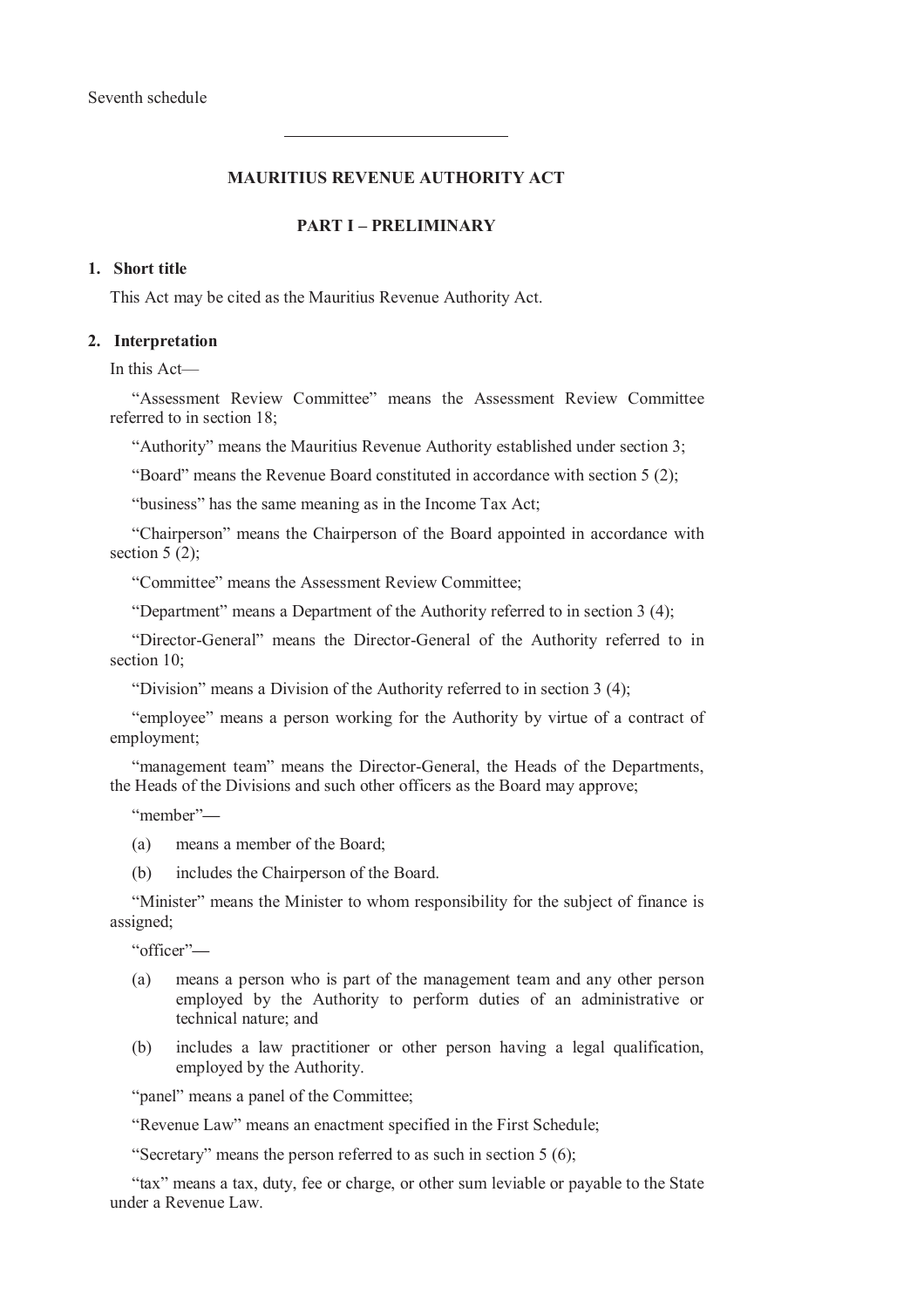Seventh schedule

---

# MAURITIUS REVENUE AUTHORITY ACT

## PART I – PRELIMINARY

### 1. Short title

This Act may be cited as the Mauritius Revenue Authority Act.

### 2. Interpretation

In this Act—

"Assessment Review Committee" means the Assessment Review Committee referred to in section 18;

"Authority" means the Mauritius Revenue Authority established under section 3;

"Board" means the Revenue Board constituted in accordance with section 5 (2);

"business" has the same meaning as in the Income Tax Act;

"Chairperson" means the Chairperson of the Board appointed in accordance with section 5 (2);

"Committee" means the Assessment Review Committee;

"Department" means a Department of the Authority referred to in section 3 (4);

"Director-General" means the Director-General of the Authority referred to in section 10;

"Division" means a Division of the Authority referred to in section 3 (4);

"employee" means a person working for the Authority by virtue of a contract of employment;

"management team" means the Director-General, the Heads of the Departments, the Heads of the Divisions and such other officers as the Board may approve;

"member"—

(a) means a member of the Board;

(b) includes the Chairperson of the Board.

"Minister" means the Minister to whom responsibility for the subject of finance is assigned;

"officer"—

(a) means a person who is part of the management team and any other person employed by the Authority to perform duties of an administrative or technical nature; and

(b) includes a law practitioner or other person having a legal qualification, employed by the Authority.

"panel" means a panel of the Committee;

"Revenue Law" means an enactment specified in the First Schedule;

"Secretary" means the person referred to as such in section 5 (6);

"tax" means a tax, duty, fee or charge, or other sum leviable or payable to the State under a Revenue Law.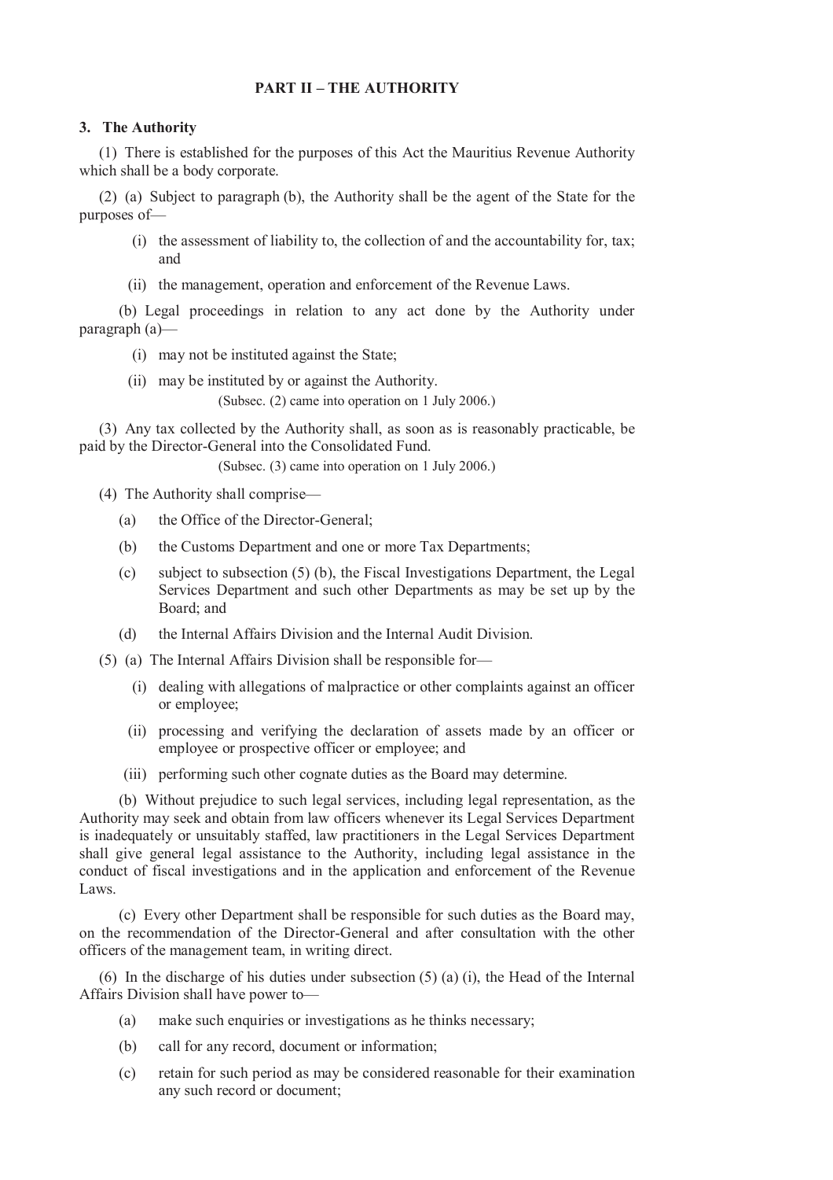## PART II – THE AUTHORITY

### 3. The Authority

(1) There is established for the purposes of this Act the Mauritius Revenue Authority which shall be a body corporate.

(2) (a) Subject to paragraph (b), the Authority shall be the agent of the State for the purposes of—

(i) the assessment of liability to, the collection of and the accountability for, tax; and

(ii) the management, operation and enforcement of the Revenue Laws.

(b) Legal proceedings in relation to any act done by the Authority under paragraph (a)—

(i) may not be instituted against the State;

(ii) may be instituted by or against the Authority.

(Subsec. (2) came into operation on 1 July 2006.)

(3) Any tax collected by the Authority shall, as soon as is reasonably practicable, be paid by the Director-General into the Consolidated Fund.

(Subsec. (3) came into operation on 1 July 2006.)

(4) The Authority shall comprise—

(a) the Office of the Director-General;

(b) the Customs Department and one or more Tax Departments;

(c) subject to subsection (5) (b), the Fiscal Investigations Department, the Legal Services Department and such other Departments as may be set up by the Board; and

(d) the Internal Affairs Division and the Internal Audit Division.

(5) (a) The Internal Affairs Division shall be responsible for—

(i) dealing with allegations of malpractice or other complaints against an officer or employee;

(ii) processing and verifying the declaration of assets made by an officer or employee or prospective officer or employee; and

(iii) performing such other cognate duties as the Board may determine.

(b) Without prejudice to such legal services, including legal representation, as the Authority may seek and obtain from law officers whenever its Legal Services Department is inadequately or unsuitably staffed, law practitioners in the Legal Services Department shall give general legal assistance to the Authority, including legal assistance in the conduct of fiscal investigations and in the application and enforcement of the Revenue Laws.

(c) Every other Department shall be responsible for such duties as the Board may, on the recommendation of the Director-General and after consultation with the other officers of the management team, in writing direct.

(6) In the discharge of his duties under subsection (5) (a) (i), the Head of the Internal Affairs Division shall have power to—

(a) make such enquiries or investigations as he thinks necessary;

(b) call for any record, document or information;

(c) retain for such period as may be considered reasonable for their examination any such record or document;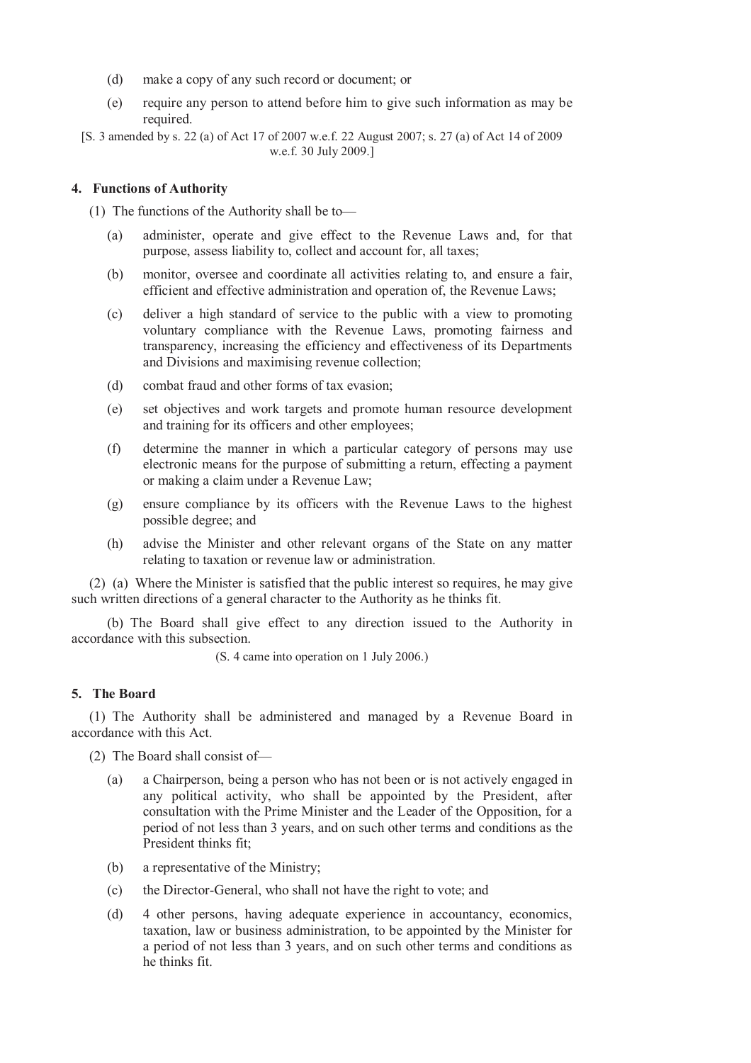(d) make a copy of any such record or document; or

(e) require any person to attend before him to give such information as may be required.

[S. 3 amended by s. 22 (a) of Act 17 of 2007 w.e.f. 22 August 2007; s. 27 (a) of Act 14 of 2009 w.e.f. 30 July 2009.]

**4. Functions of Authority**

(1) The functions of the Authority shall be to—

(a) administer, operate and give effect to the Revenue Laws and, for that purpose, assess liability to, collect and account for, all taxes;

(b) monitor, oversee and coordinate all activities relating to, and ensure a fair, efficient and effective administration and operation of, the Revenue Laws;

(c) deliver a high standard of service to the public with a view to promoting voluntary compliance with the Revenue Laws, promoting fairness and transparency, increasing the efficiency and effectiveness of its Departments and Divisions and maximising revenue collection;

(d) combat fraud and other forms of tax evasion;

(e) set objectives and work targets and promote human resource development and training for its officers and other employees;

(f) determine the manner in which a particular category of persons may use electronic means for the purpose of submitting a return, effecting a payment or making a claim under a Revenue Law;

(g) ensure compliance by its officers with the Revenue Laws to the highest possible degree; and

(h) advise the Minister and other relevant organs of the State on any matter relating to taxation or revenue law or administration.

(2) (a) Where the Minister is satisfied that the public interest so requires, he may give such written directions of a general character to the Authority as he thinks fit.

(b) The Board shall give effect to any direction issued to the Authority in accordance with this subsection.

(S. 4 came into operation on 1 July 2006.)

**5. The Board**

(1) The Authority shall be administered and managed by a Revenue Board in accordance with this Act.

(2) The Board shall consist of—

(a) a Chairperson, being a person who has not been or is not actively engaged in any political activity, who shall be appointed by the President, after consultation with the Prime Minister and the Leader of the Opposition, for a period of not less than 3 years, and on such other terms and conditions as the President thinks fit;

(b) a representative of the Ministry;

(c) the Director-General, who shall not have the right to vote; and

(d) 4 other persons, having adequate experience in accountancy, economics, taxation, law or business administration, to be appointed by the Minister for a period of not less than 3 years, and on such other terms and conditions as he thinks fit.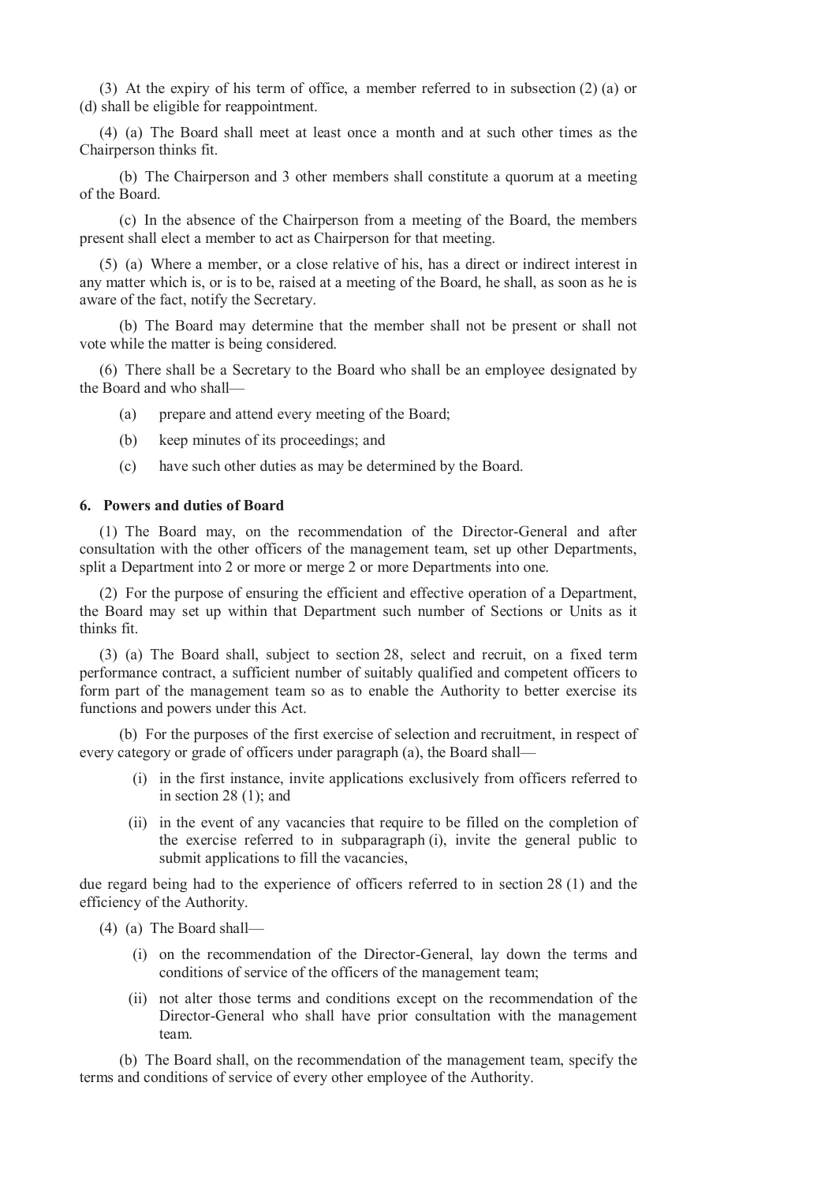(3) At the expiry of his term of office, a member referred to in subsection (2) (a) or (d) shall be eligible for reappointment.

(4) (a) The Board shall meet at least once a month and at such other times as the Chairperson thinks fit.

(b) The Chairperson and 3 other members shall constitute a quorum at a meeting of the Board.

(c) In the absence of the Chairperson from a meeting of the Board, the members present shall elect a member to act as Chairperson for that meeting.

(5) (a) Where a member, or a close relative of his, has a direct or indirect interest in any matter which is, or is to be, raised at a meeting of the Board, he shall, as soon as he is aware of the fact, notify the Secretary.

(b) The Board may determine that the member shall not be present or shall not vote while the matter is being considered.

(6) There shall be a Secretary to the Board who shall be an employee designated by the Board and who shall—

(a) prepare and attend every meeting of the Board;

(b) keep minutes of its proceedings; and

(c) have such other duties as may be determined by the Board.

**6. Powers and duties of Board**

(1) The Board may, on the recommendation of the Director-General and after consultation with the other officers of the management team, set up other Departments, split a Department into 2 or more or merge 2 or more Departments into one.

(2) For the purpose of ensuring the efficient and effective operation of a Department, the Board may set up within that Department such number of Sections or Units as it thinks fit.

(3) (a) The Board shall, subject to section 28, select and recruit, on a fixed term performance contract, a sufficient number of suitably qualified and competent officers to form part of the management team so as to enable the Authority to better exercise its functions and powers under this Act.

(b) For the purposes of the first exercise of selection and recruitment, in respect of every category or grade of officers under paragraph (a), the Board shall—

(i) in the first instance, invite applications exclusively from officers referred to in section 28 (1); and

(ii) in the event of any vacancies that require to be filled on the completion of the exercise referred to in subparagraph (i), invite the general public to submit applications to fill the vacancies,

due regard being had to the experience of officers referred to in section 28 (1) and the efficiency of the Authority.

(4) (a) The Board shall—

(i) on the recommendation of the Director-General, lay down the terms and conditions of service of the officers of the management team;

(ii) not alter those terms and conditions except on the recommendation of the Director-General who shall have prior consultation with the management team.

(b) The Board shall, on the recommendation of the management team, specify the terms and conditions of service of every other employee of the Authority.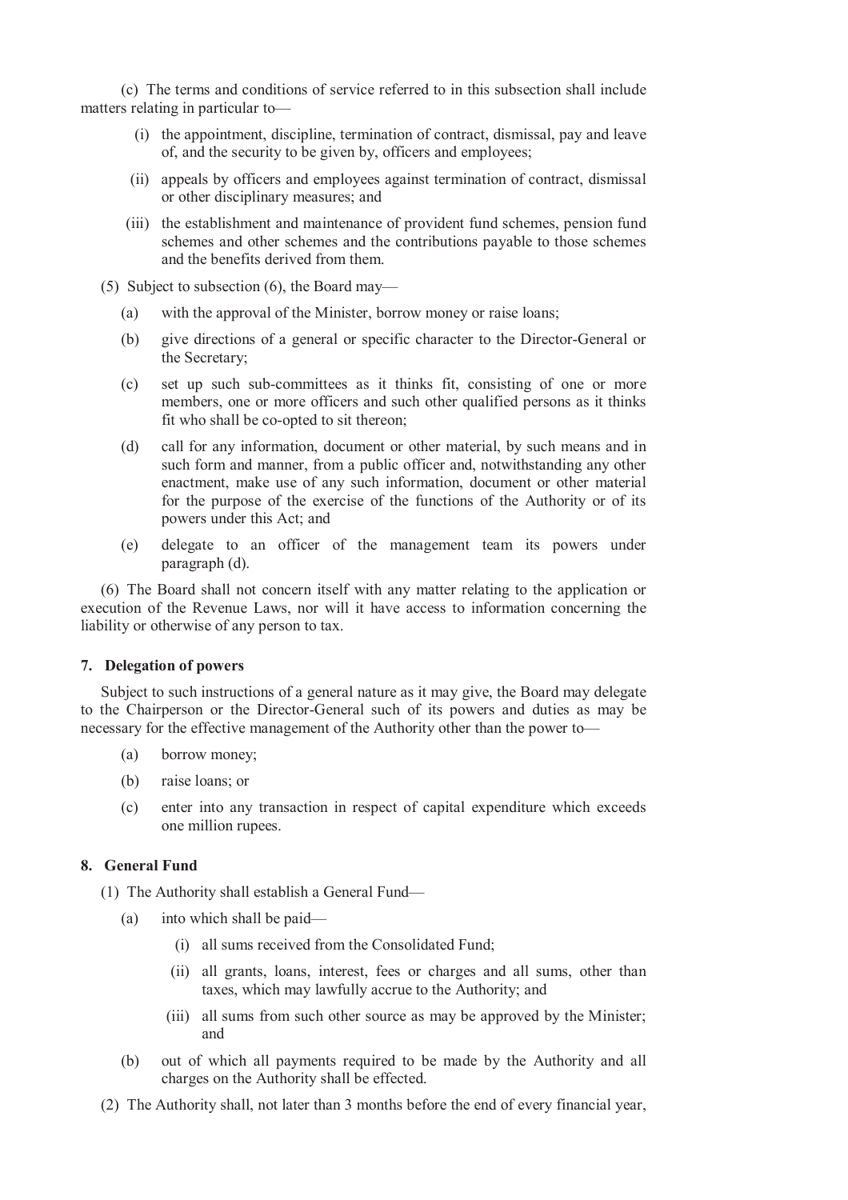(c) The terms and conditions of service referred to in this subsection shall include matters relating in particular to—

- (i) the appointment, discipline, termination of contract, dismissal, pay and leave of, and the security to be given by, officers and employees;
- (ii) appeals by officers and employees against termination of contract, dismissal or other disciplinary measures; and
- (iii) the establishment and maintenance of provident fund schemes, pension fund schemes and other schemes and the contributions payable to those schemes and the benefits derived from them.

(5) Subject to subsection (6), the Board may—

- (a) with the approval of the Minister, borrow money or raise loans;
- (b) give directions of a general or specific character to the Director-General or the Secretary;
- (c) set up such sub-committees as it thinks fit, consisting of one or more members, one or more officers and such other qualified persons as it thinks fit who shall be co-opted to sit thereon;
- (d) call for any information, document or other material, by such means and in such form and manner, from a public officer and, notwithstanding any other enactment, make use of any such information, document or other material for the purpose of the exercise of the functions of the Authority or of its powers under this Act; and
- (e) delegate to an officer of the management team its powers under paragraph (d).

(6) The Board shall not concern itself with any matter relating to the application or execution of the Revenue Laws, nor will it have access to information concerning the liability or otherwise of any person to tax.

### 7. Delegation of powers

Subject to such instructions of a general nature as it may give, the Board may delegate to the Chairperson or the Director-General such of its powers and duties as may be necessary for the effective management of the Authority other than the power to—

- (a) borrow money;
- (b) raise loans; or
- (c) enter into any transaction in respect of capital expenditure which exceeds one million rupees.

### 8. General Fund

(1) The Authority shall establish a General Fund—

- (a) into which shall be paid—
  - (i) all sums received from the Consolidated Fund;
  - (ii) all grants, loans, interest, fees or charges and all sums, other than taxes, which may lawfully accrue to the Authority; and
  - (iii) all sums from such other source as may be approved by the Minister; and
- (b) out of which all payments required to be made by the Authority and all charges on the Authority shall be effected.

(2) The Authority shall, not later than 3 months before the end of every financial year,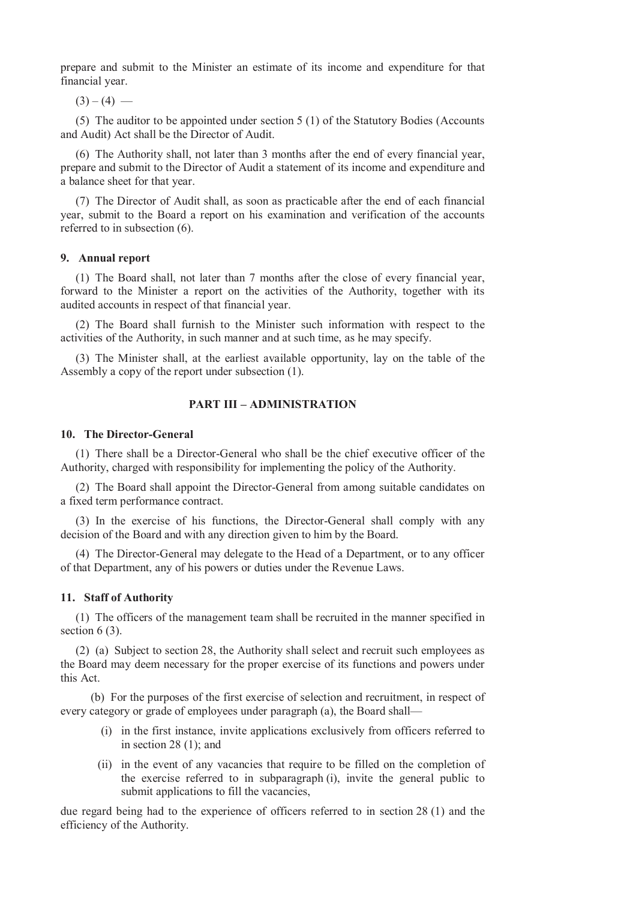prepare and submit to the Minister an estimate of its income and expenditure for that financial year.

(3) – (4) —

(5) The auditor to be appointed under section 5 (1) of the Statutory Bodies (Accounts and Audit) Act shall be the Director of Audit.

(6) The Authority shall, not later than 3 months after the end of every financial year, prepare and submit to the Director of Audit a statement of its income and expenditure and a balance sheet for that year.

(7) The Director of Audit shall, as soon as practicable after the end of each financial year, submit to the Board a report on his examination and verification of the accounts referred to in subsection (6).

**9. Annual report**

(1) The Board shall, not later than 7 months after the close of every financial year, forward to the Minister a report on the activities of the Authority, together with its audited accounts in respect of that financial year.

(2) The Board shall furnish to the Minister such information with respect to the activities of the Authority, in such manner and at such time, as he may specify.

(3) The Minister shall, at the earliest available opportunity, lay on the table of the Assembly a copy of the report under subsection (1).

## PART III – ADMINISTRATION

**10. The Director-General**

(1) There shall be a Director-General who shall be the chief executive officer of the Authority, charged with responsibility for implementing the policy of the Authority.

(2) The Board shall appoint the Director-General from among suitable candidates on a fixed term performance contract.

(3) In the exercise of his functions, the Director-General shall comply with any decision of the Board and with any direction given to him by the Board.

(4) The Director-General may delegate to the Head of a Department, or to any officer of that Department, any of his powers or duties under the Revenue Laws.

**11. Staff of Authority**

(1) The officers of the management team shall be recruited in the manner specified in section 6 (3).

(2) (a) Subject to section 28, the Authority shall select and recruit such employees as the Board may deem necessary for the proper exercise of its functions and powers under this Act.

(b) For the purposes of the first exercise of selection and recruitment, in respect of every category or grade of employees under paragraph (a), the Board shall—

(i) in the first instance, invite applications exclusively from officers referred to in section 28 (1); and

(ii) in the event of any vacancies that require to be filled on the completion of the exercise referred to in subparagraph (i), invite the general public to submit applications to fill the vacancies,

due regard being had to the experience of officers referred to in section 28 (1) and the efficiency of the Authority.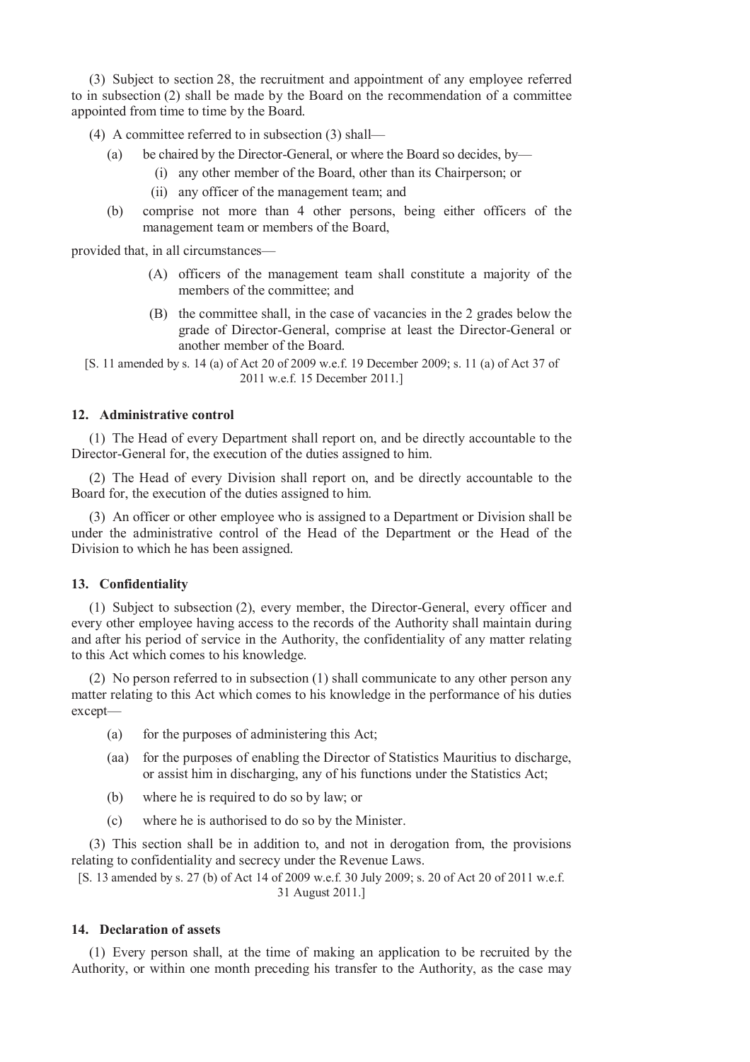(3) Subject to section 28, the recruitment and appointment of any employee referred to in subsection (2) shall be made by the Board on the recommendation of a committee appointed from time to time by the Board.

(4) A committee referred to in subsection (3) shall—

- (a) be chaired by the Director-General, or where the Board so decides, by—
  - (i) any other member of the Board, other than its Chairperson; or
  - (ii) any officer of the management team; and
- (b) comprise not more than 4 other persons, being either officers of the management team or members of the Board,

provided that, in all circumstances—

- (A) officers of the management team shall constitute a majority of the members of the committee; and
- (B) the committee shall, in the case of vacancies in the 2 grades below the grade of Director-General, comprise at least the Director-General or another member of the Board.

[S. 11 amended by s. 14 (a) of Act 20 of 2009 w.e.f. 19 December 2009; s. 11 (a) of Act 37 of 2011 w.e.f. 15 December 2011.]

### 12. Administrative control

(1) The Head of every Department shall report on, and be directly accountable to the Director-General for, the execution of the duties assigned to him.

(2) The Head of every Division shall report on, and be directly accountable to the Board for, the execution of the duties assigned to him.

(3) An officer or other employee who is assigned to a Department or Division shall be under the administrative control of the Head of the Department or the Head of the Division to which he has been assigned.

### 13. Confidentiality

(1) Subject to subsection (2), every member, the Director-General, every officer and every other employee having access to the records of the Authority shall maintain during and after his period of service in the Authority, the confidentiality of any matter relating to this Act which comes to his knowledge.

(2) No person referred to in subsection (1) shall communicate to any other person any matter relating to this Act which comes to his knowledge in the performance of his duties except—

- (a) for the purposes of administering this Act;
- (aa) for the purposes of enabling the Director of Statistics Mauritius to discharge, or assist him in discharging, any of his functions under the Statistics Act;
- (b) where he is required to do so by law; or
- (c) where he is authorised to do so by the Minister.

(3) This section shall be in addition to, and not in derogation from, the provisions relating to confidentiality and secrecy under the Revenue Laws.

[S. 13 amended by s. 27 (b) of Act 14 of 2009 w.e.f. 30 July 2009; s. 20 of Act 20 of 2011 w.e.f. 31 August 2011.]

### 14. Declaration of assets

(1) Every person shall, at the time of making an application to be recruited by the Authority, or within one month preceding his transfer to the Authority, as the case may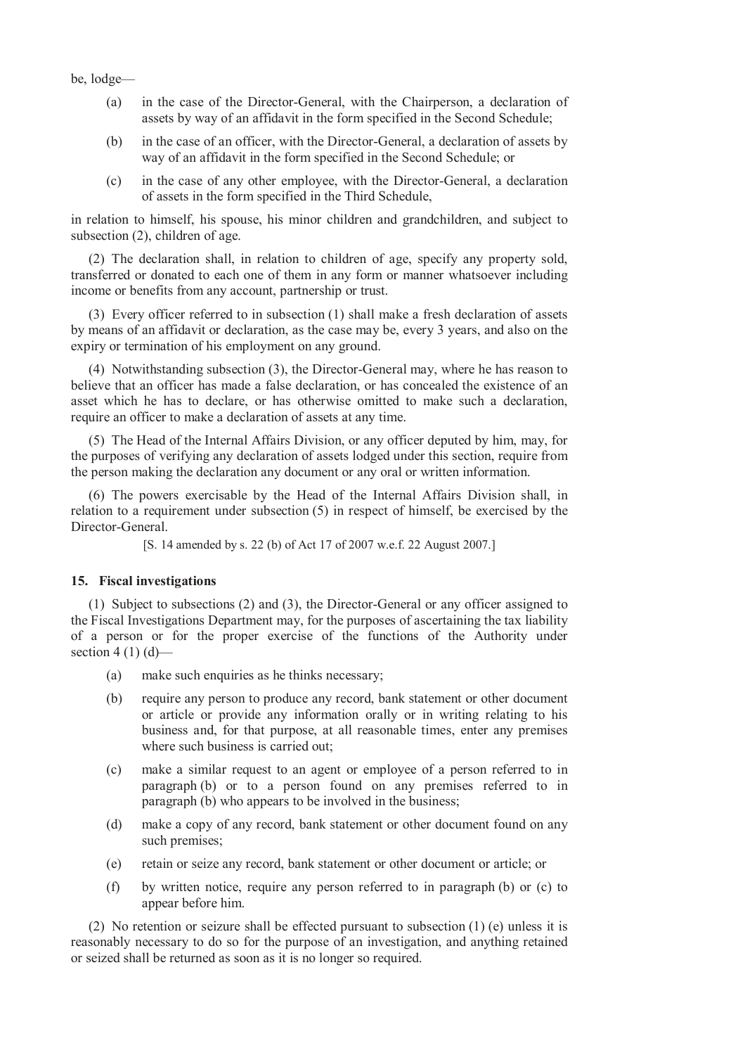be, lodge—

(a) in the case of the Director-General, with the Chairperson, a declaration of assets by way of an affidavit in the form specified in the Second Schedule;

(b) in the case of an officer, with the Director-General, a declaration of assets by way of an affidavit in the form specified in the Second Schedule; or

(c) in the case of any other employee, with the Director-General, a declaration of assets in the form specified in the Third Schedule,

in relation to himself, his spouse, his minor children and grandchildren, and subject to subsection (2), children of age.

(2) The declaration shall, in relation to children of age, specify any property sold, transferred or donated to each one of them in any form or manner whatsoever including income or benefits from any account, partnership or trust.

(3) Every officer referred to in subsection (1) shall make a fresh declaration of assets by means of an affidavit or declaration, as the case may be, every 3 years, and also on the expiry or termination of his employment on any ground.

(4) Notwithstanding subsection (3), the Director-General may, where he has reason to believe that an officer has made a false declaration, or has concealed the existence of an asset which he has to declare, or has otherwise omitted to make such a declaration, require an officer to make a declaration of assets at any time.

(5) The Head of the Internal Affairs Division, or any officer deputed by him, may, for the purposes of verifying any declaration of assets lodged under this section, require from the person making the declaration any document or any oral or written information.

(6) The powers exercisable by the Head of the Internal Affairs Division shall, in relation to a requirement under subsection (5) in respect of himself, be exercised by the Director-General.

[S. 14 amended by s. 22 (b) of Act 17 of 2007 w.e.f. 22 August 2007.]

### 15. Fiscal investigations

(1) Subject to subsections (2) and (3), the Director-General or any officer assigned to the Fiscal Investigations Department may, for the purposes of ascertaining the tax liability of a person or for the proper exercise of the functions of the Authority under section 4 (1) (d)—

(a) make such enquiries as he thinks necessary;

(b) require any person to produce any record, bank statement or other document or article or provide any information orally or in writing relating to his business and, for that purpose, at all reasonable times, enter any premises where such business is carried out;

(c) make a similar request to an agent or employee of a person referred to in paragraph (b) or to a person found on any premises referred to in paragraph (b) who appears to be involved in the business;

(d) make a copy of any record, bank statement or other document found on any such premises;

(e) retain or seize any record, bank statement or other document or article; or

(f) by written notice, require any person referred to in paragraph (b) or (c) to appear before him.

(2) No retention or seizure shall be effected pursuant to subsection (1) (e) unless it is reasonably necessary to do so for the purpose of an investigation, and anything retained or seized shall be returned as soon as it is no longer so required.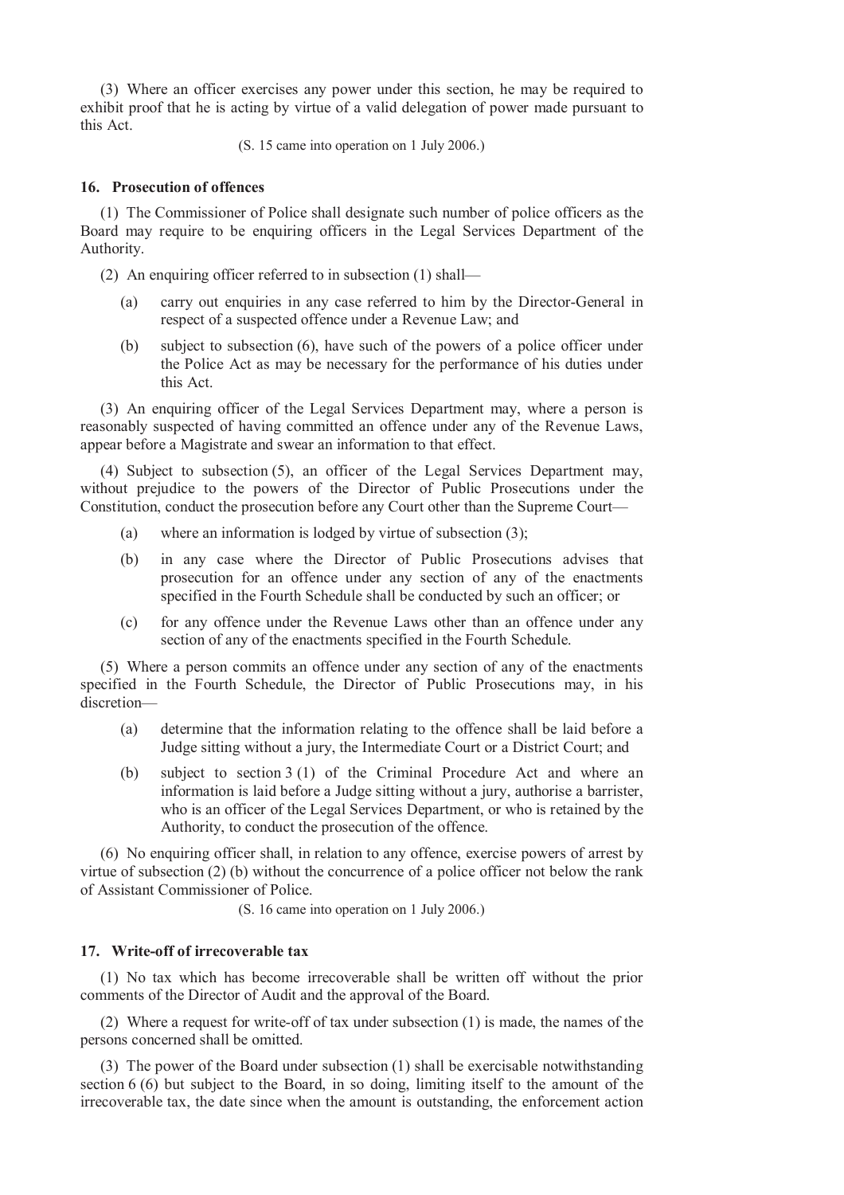(3) Where an officer exercises any power under this section, he may be required to exhibit proof that he is acting by virtue of a valid delegation of power made pursuant to this Act.

(S. 15 came into operation on 1 July 2006.)

### 16. Prosecution of offences

(1) The Commissioner of Police shall designate such number of police officers as the Board may require to be enquiring officers in the Legal Services Department of the Authority.

(2) An enquiring officer referred to in subsection (1) shall—

- (a) carry out enquiries in any case referred to him by the Director-General in respect of a suspected offence under a Revenue Law; and
- (b) subject to subsection (6), have such of the powers of a police officer under the Police Act as may be necessary for the performance of his duties under this Act.

(3) An enquiring officer of the Legal Services Department may, where a person is reasonably suspected of having committed an offence under any of the Revenue Laws, appear before a Magistrate and swear an information to that effect.

(4) Subject to subsection (5), an officer of the Legal Services Department may, without prejudice to the powers of the Director of Public Prosecutions under the Constitution, conduct the prosecution before any Court other than the Supreme Court—

- (a) where an information is lodged by virtue of subsection (3);
- (b) in any case where the Director of Public Prosecutions advises that prosecution for an offence under any section of any of the enactments specified in the Fourth Schedule shall be conducted by such an officer; or
- (c) for any offence under the Revenue Laws other than an offence under any section of any of the enactments specified in the Fourth Schedule.

(5) Where a person commits an offence under any section of any of the enactments specified in the Fourth Schedule, the Director of Public Prosecutions may, in his discretion—

- (a) determine that the information relating to the offence shall be laid before a Judge sitting without a jury, the Intermediate Court or a District Court; and
- (b) subject to section 3 (1) of the Criminal Procedure Act and where an information is laid before a Judge sitting without a jury, authorise a barrister, who is an officer of the Legal Services Department, or who is retained by the Authority, to conduct the prosecution of the offence.

(6) No enquiring officer shall, in relation to any offence, exercise powers of arrest by virtue of subsection (2) (b) without the concurrence of a police officer not below the rank of Assistant Commissioner of Police.

(S. 16 came into operation on 1 July 2006.)

### 17. Write-off of irrecoverable tax

(1) No tax which has become irrecoverable shall be written off without the prior comments of the Director of Audit and the approval of the Board.

(2) Where a request for write-off of tax under subsection (1) is made, the names of the persons concerned shall be omitted.

(3) The power of the Board under subsection (1) shall be exercisable notwithstanding section 6 (6) but subject to the Board, in so doing, limiting itself to the amount of the irrecoverable tax, the date since when the amount is outstanding, the enforcement action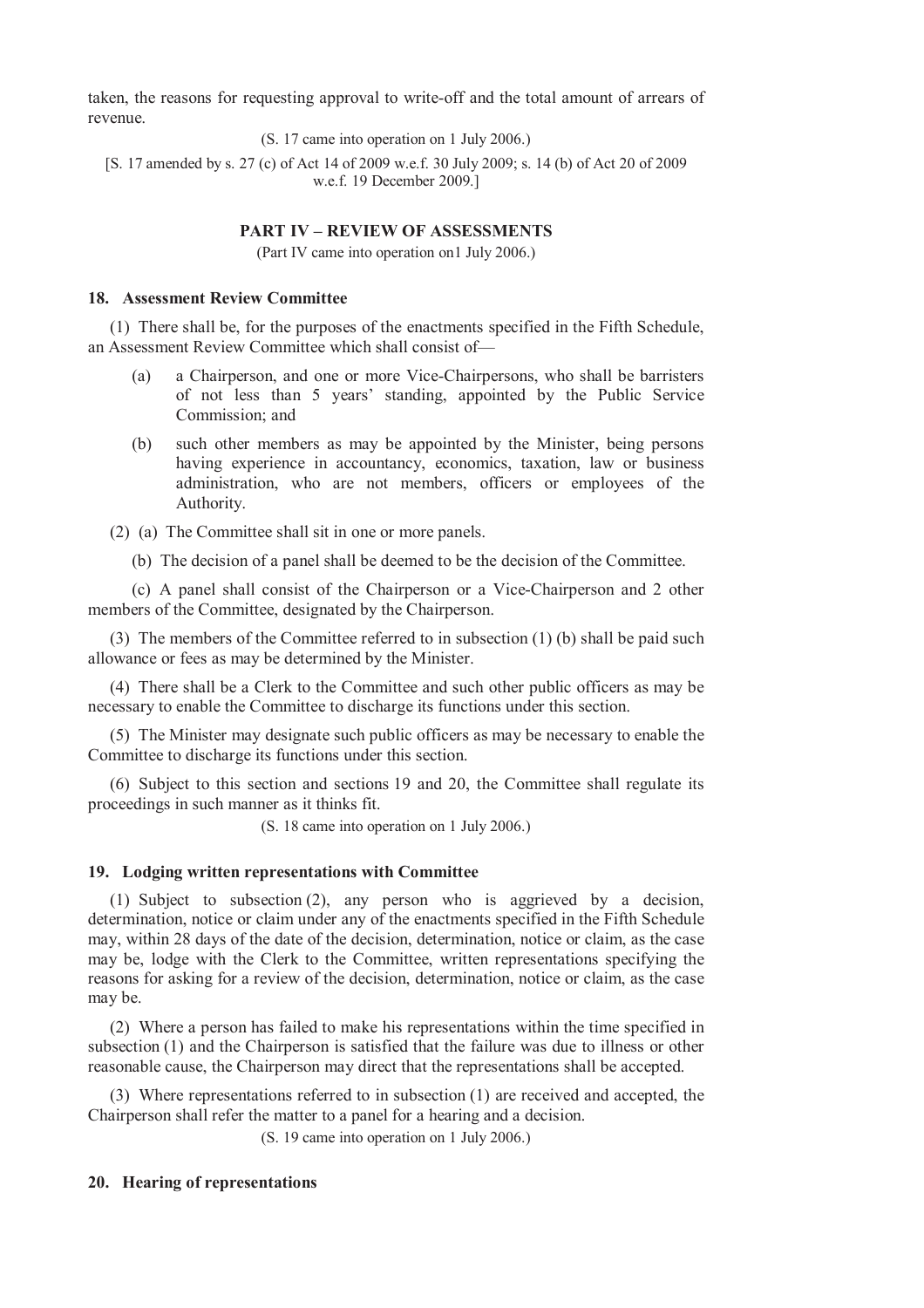taken, the reasons for requesting approval to write-off and the total amount of arrears of revenue.

(S. 17 came into operation on 1 July 2006.)

[S. 17 amended by s. 27 (c) of Act 14 of 2009 w.e.f. 30 July 2009; s. 14 (b) of Act 20 of 2009 w.e.f. 19 December 2009.]

## PART IV – REVIEW OF ASSESSMENTS

(Part IV came into operation on1 July 2006.)

### 18. Assessment Review Committee

(1) There shall be, for the purposes of the enactments specified in the Fifth Schedule, an Assessment Review Committee which shall consist of—

(a) a Chairperson, and one or more Vice-Chairpersons, who shall be barristers of not less than 5 years' standing, appointed by the Public Service Commission; and

(b) such other members as may be appointed by the Minister, being persons having experience in accountancy, economics, taxation, law or business administration, who are not members, officers or employees of the Authority.

(2) (a) The Committee shall sit in one or more panels.

(b) The decision of a panel shall be deemed to be the decision of the Committee.

(c) A panel shall consist of the Chairperson or a Vice-Chairperson and 2 other members of the Committee, designated by the Chairperson.

(3) The members of the Committee referred to in subsection (1) (b) shall be paid such allowance or fees as may be determined by the Minister.

(4) There shall be a Clerk to the Committee and such other public officers as may be necessary to enable the Committee to discharge its functions under this section.

(5) The Minister may designate such public officers as may be necessary to enable the Committee to discharge its functions under this section.

(6) Subject to this section and sections 19 and 20, the Committee shall regulate its proceedings in such manner as it thinks fit.

(S. 18 came into operation on 1 July 2006.)

### 19. Lodging written representations with Committee

(1) Subject to subsection (2), any person who is aggrieved by a decision, determination, notice or claim under any of the enactments specified in the Fifth Schedule may, within 28 days of the date of the decision, determination, notice or claim, as the case may be, lodge with the Clerk to the Committee, written representations specifying the reasons for asking for a review of the decision, determination, notice or claim, as the case may be.

(2) Where a person has failed to make his representations within the time specified in subsection (1) and the Chairperson is satisfied that the failure was due to illness or other reasonable cause, the Chairperson may direct that the representations shall be accepted.

(3) Where representations referred to in subsection (1) are received and accepted, the Chairperson shall refer the matter to a panel for a hearing and a decision.

(S. 19 came into operation on 1 July 2006.)

### 20. Hearing of representations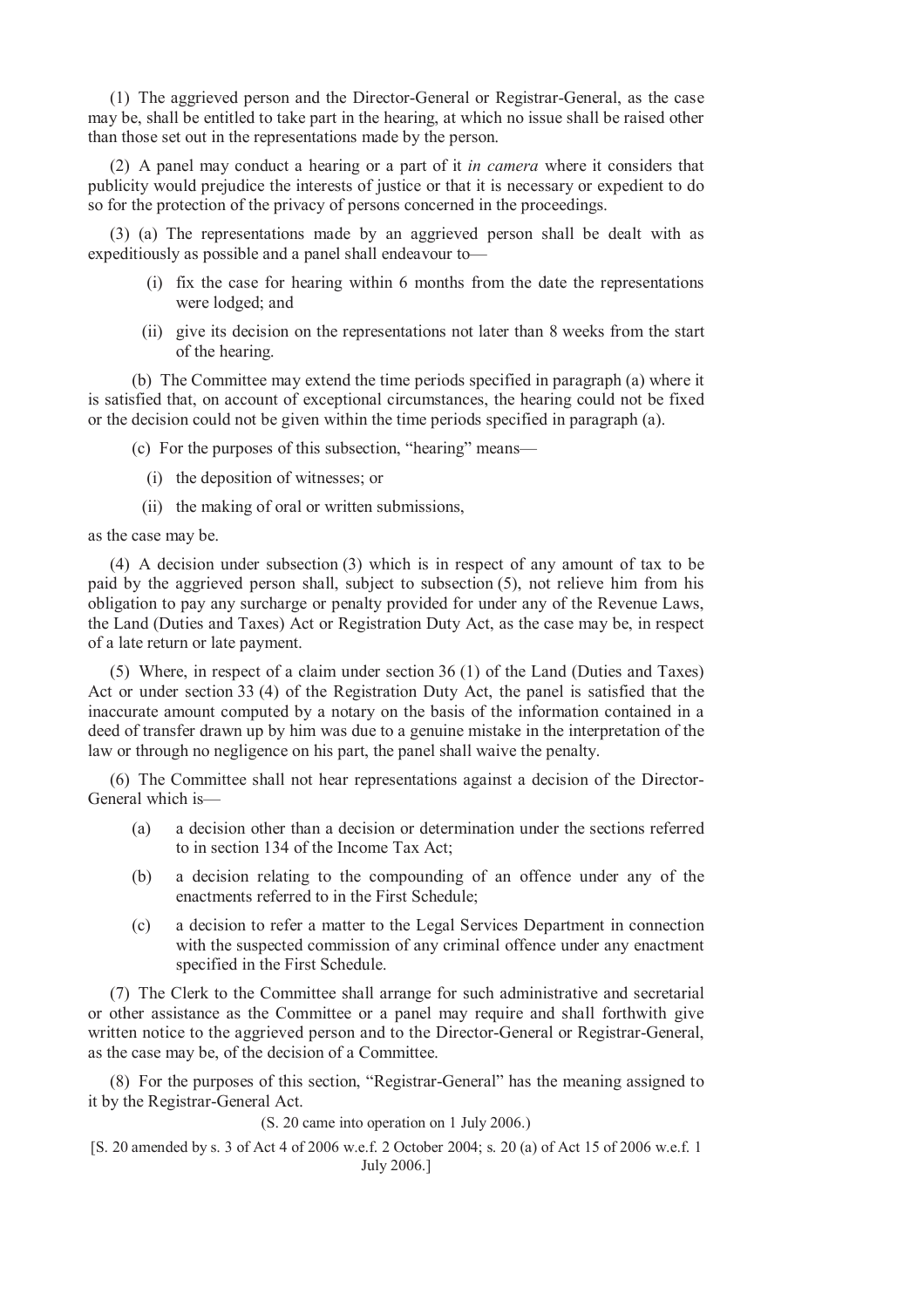(1) The aggrieved person and the Director-General or Registrar-General, as the case may be, shall be entitled to take part in the hearing, at which no issue shall be raised other than those set out in the representations made by the person.

(2) A panel may conduct a hearing or a part of it *in camera* where it considers that publicity would prejudice the interests of justice or that it is necessary or expedient to do so for the protection of the privacy of persons concerned in the proceedings.

(3) (a) The representations made by an aggrieved person shall be dealt with as expeditiously as possible and a panel shall endeavour to—

- (i) fix the case for hearing within 6 months from the date the representations were lodged; and
- (ii) give its decision on the representations not later than 8 weeks from the start of the hearing.

(b) The Committee may extend the time periods specified in paragraph (a) where it is satisfied that, on account of exceptional circumstances, the hearing could not be fixed or the decision could not be given within the time periods specified in paragraph (a).

(c) For the purposes of this subsection, "hearing" means—

- (i) the deposition of witnesses; or
- (ii) the making of oral or written submissions,

as the case may be.

(4) A decision under subsection (3) which is in respect of any amount of tax to be paid by the aggrieved person shall, subject to subsection (5), not relieve him from his obligation to pay any surcharge or penalty provided for under any of the Revenue Laws, the Land (Duties and Taxes) Act or Registration Duty Act, as the case may be, in respect of a late return or late payment.

(5) Where, in respect of a claim under section 36 (1) of the Land (Duties and Taxes) Act or under section 33 (4) of the Registration Duty Act, the panel is satisfied that the inaccurate amount computed by a notary on the basis of the information contained in a deed of transfer drawn up by him was due to a genuine mistake in the interpretation of the law or through no negligence on his part, the panel shall waive the penalty.

(6) The Committee shall not hear representations against a decision of the Director-General which is—

- (a) a decision other than a decision or determination under the sections referred to in section 134 of the Income Tax Act;
- (b) a decision relating to the compounding of an offence under any of the enactments referred to in the First Schedule;
- (c) a decision to refer a matter to the Legal Services Department in connection with the suspected commission of any criminal offence under any enactment specified in the First Schedule.

(7) The Clerk to the Committee shall arrange for such administrative and secretarial or other assistance as the Committee or a panel may require and shall forthwith give written notice to the aggrieved person and to the Director-General or Registrar-General, as the case may be, of the decision of a Committee.

(8) For the purposes of this section, "Registrar-General" has the meaning assigned to it by the Registrar-General Act.

(S. 20 came into operation on 1 July 2006.)

[S. 20 amended by s. 3 of Act 4 of 2006 w.e.f. 2 October 2004; s. 20 (a) of Act 15 of 2006 w.e.f. 1 July 2006.]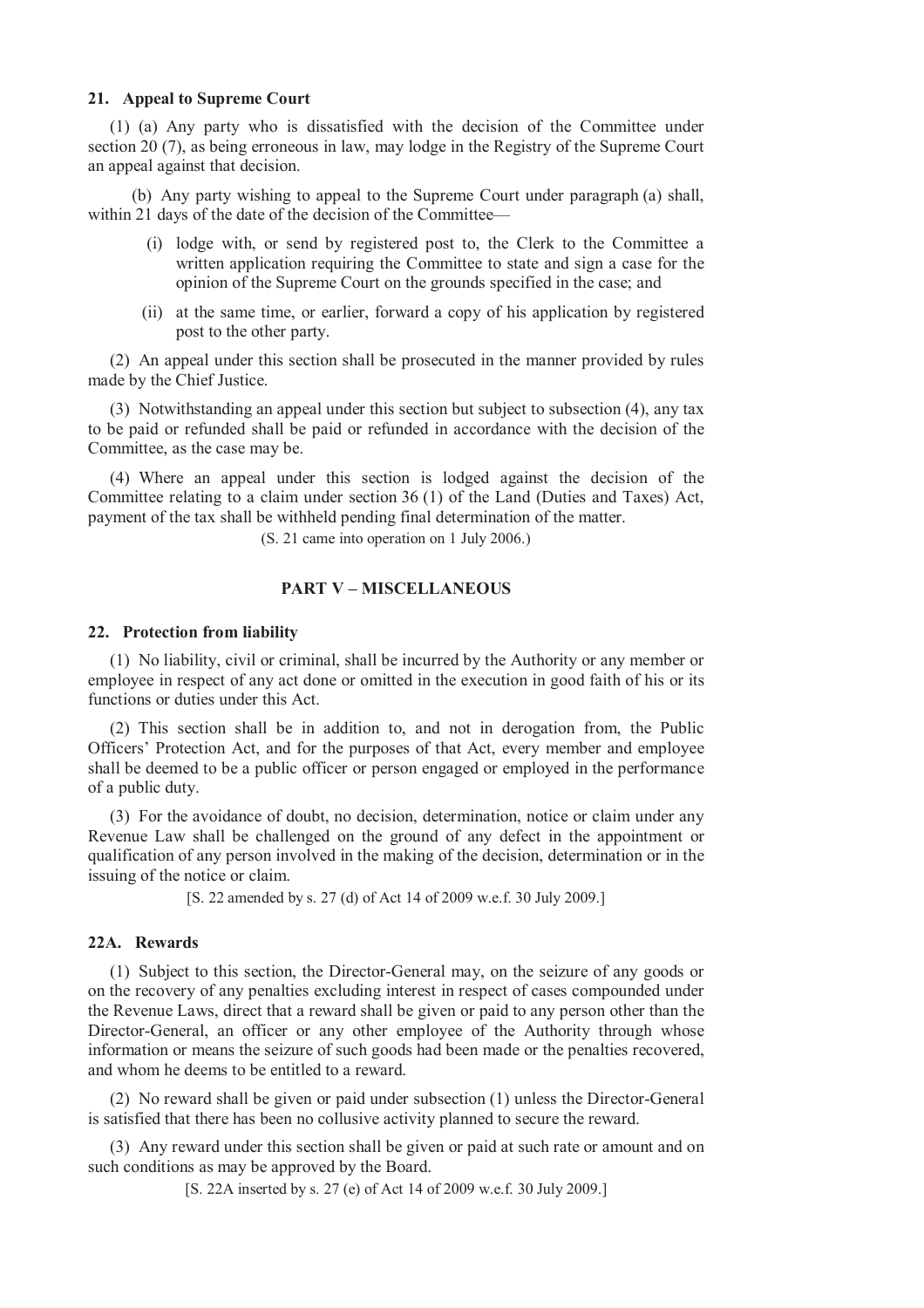### 21. Appeal to Supreme Court

(1) (a) Any party who is dissatisfied with the decision of the Committee under section 20 (7), as being erroneous in law, may lodge in the Registry of the Supreme Court an appeal against that decision.

(b) Any party wishing to appeal to the Supreme Court under paragraph (a) shall, within 21 days of the date of the decision of the Committee—

- (i) lodge with, or send by registered post to, the Clerk to the Committee a written application requiring the Committee to state and sign a case for the opinion of the Supreme Court on the grounds specified in the case; and
- (ii) at the same time, or earlier, forward a copy of his application by registered post to the other party.

(2) An appeal under this section shall be prosecuted in the manner provided by rules made by the Chief Justice.

(3) Notwithstanding an appeal under this section but subject to subsection (4), any tax to be paid or refunded shall be paid or refunded in accordance with the decision of the Committee, as the case may be.

(4) Where an appeal under this section is lodged against the decision of the Committee relating to a claim under section 36 (1) of the Land (Duties and Taxes) Act, payment of the tax shall be withheld pending final determination of the matter.

(S. 21 came into operation on 1 July 2006.)

## PART V – MISCELLANEOUS

### 22. Protection from liability

(1) No liability, civil or criminal, shall be incurred by the Authority or any member or employee in respect of any act done or omitted in the execution in good faith of his or its functions or duties under this Act.

(2) This section shall be in addition to, and not in derogation from, the Public Officers' Protection Act, and for the purposes of that Act, every member and employee shall be deemed to be a public officer or person engaged or employed in the performance of a public duty.

(3) For the avoidance of doubt, no decision, determination, notice or claim under any Revenue Law shall be challenged on the ground of any defect in the appointment or qualification of any person involved in the making of the decision, determination or in the issuing of the notice or claim.

[S. 22 amended by s. 27 (d) of Act 14 of 2009 w.e.f. 30 July 2009.]

### 22A. Rewards

(1) Subject to this section, the Director-General may, on the seizure of any goods or on the recovery of any penalties excluding interest in respect of cases compounded under the Revenue Laws, direct that a reward shall be given or paid to any person other than the Director-General, an officer or any other employee of the Authority through whose information or means the seizure of such goods had been made or the penalties recovered, and whom he deems to be entitled to a reward.

(2) No reward shall be given or paid under subsection (1) unless the Director-General is satisfied that there has been no collusive activity planned to secure the reward.

(3) Any reward under this section shall be given or paid at such rate or amount and on such conditions as may be approved by the Board.

[S. 22A inserted by s. 27 (e) of Act 14 of 2009 w.e.f. 30 July 2009.]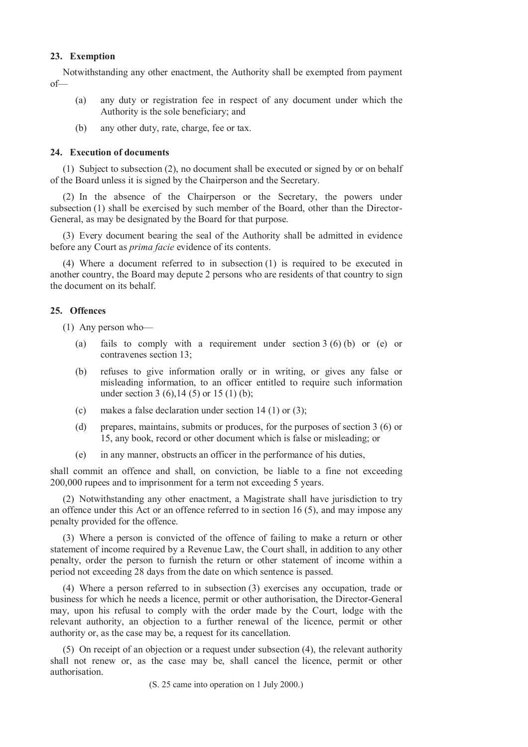### 23. Exemption

Notwithstanding any other enactment, the Authority shall be exempted from payment of—

(a) any duty or registration fee in respect of any document under which the Authority is the sole beneficiary; and

(b) any other duty, rate, charge, fee or tax.

### 24. Execution of documents

(1) Subject to subsection (2), no document shall be executed or signed by or on behalf of the Board unless it is signed by the Chairperson and the Secretary.

(2) In the absence of the Chairperson or the Secretary, the powers under subsection (1) shall be exercised by such member of the Board, other than the Director-General, as may be designated by the Board for that purpose.

(3) Every document bearing the seal of the Authority shall be admitted in evidence before any Court as *prima facie* evidence of its contents.

(4) Where a document referred to in subsection (1) is required to be executed in another country, the Board may depute 2 persons who are residents of that country to sign the document on its behalf.

### 25. Offences

(1) Any person who—

(a) fails to comply with a requirement under section 3 (6) (b) or (e) or contravenes section 13;

(b) refuses to give information orally or in writing, or gives any false or misleading information, to an officer entitled to require such information under section 3 (6),14 (5) or 15 (1) (b);

(c) makes a false declaration under section 14 (1) or (3);

(d) prepares, maintains, submits or produces, for the purposes of section 3 (6) or 15, any book, record or other document which is false or misleading; or

(e) in any manner, obstructs an officer in the performance of his duties,

shall commit an offence and shall, on conviction, be liable to a fine not exceeding 200,000 rupees and to imprisonment for a term not exceeding 5 years.

(2) Notwithstanding any other enactment, a Magistrate shall have jurisdiction to try an offence under this Act or an offence referred to in section 16 (5), and may impose any penalty provided for the offence.

(3) Where a person is convicted of the offence of failing to make a return or other statement of income required by a Revenue Law, the Court shall, in addition to any other penalty, order the person to furnish the return or other statement of income within a period not exceeding 28 days from the date on which sentence is passed.

(4) Where a person referred to in subsection (3) exercises any occupation, trade or business for which he needs a licence, permit or other authorisation, the Director-General may, upon his refusal to comply with the order made by the Court, lodge with the relevant authority, an objection to a further renewal of the licence, permit or other authority or, as the case may be, a request for its cancellation.

(5) On receipt of an objection or a request under subsection (4), the relevant authority shall not renew or, as the case may be, shall cancel the licence, permit or other authorisation.

(S. 25 came into operation on 1 July 2000.)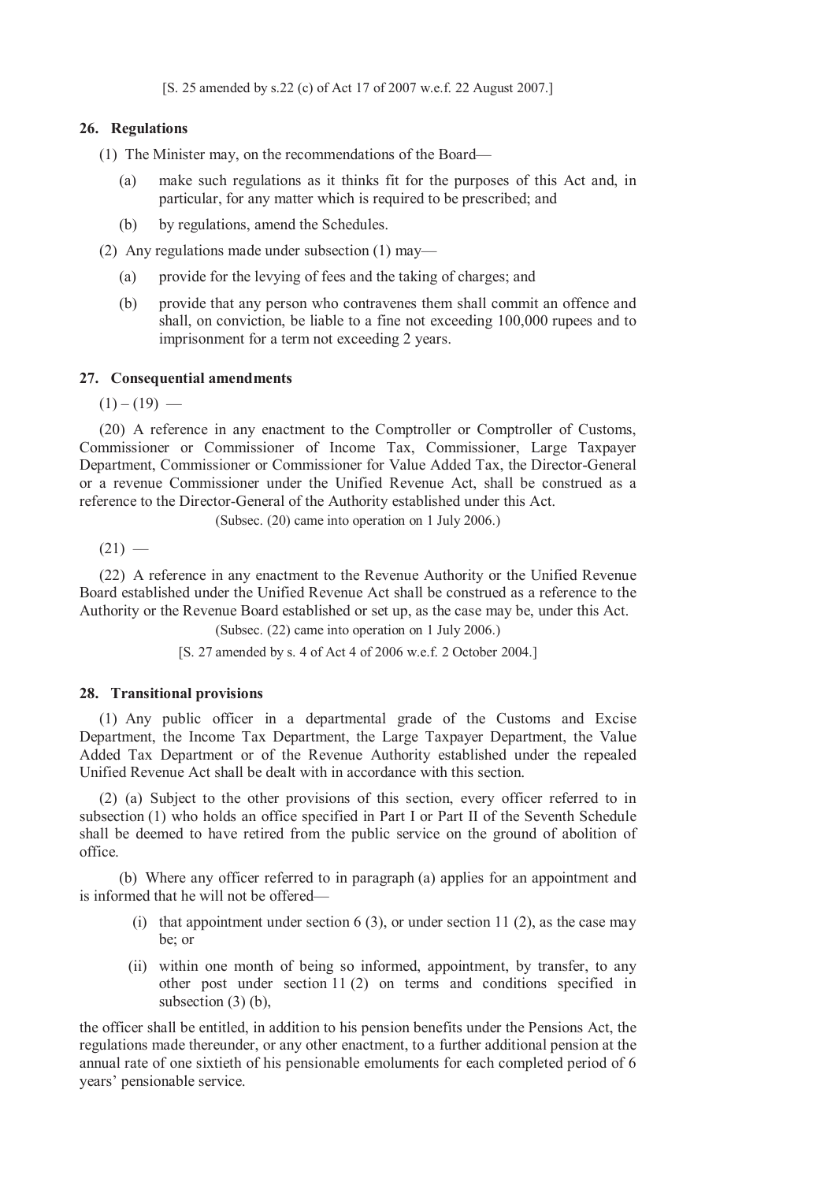[S. 25 amended by s.22 (c) of Act 17 of 2007 w.e.f. 22 August 2007.]

### 26. Regulations

(1) The Minister may, on the recommendations of the Board—

(a) make such regulations as it thinks fit for the purposes of this Act and, in particular, for any matter which is required to be prescribed; and

(b) by regulations, amend the Schedules.

(2) Any regulations made under subsection (1) may—

(a) provide for the levying of fees and the taking of charges; and

(b) provide that any person who contravenes them shall commit an offence and shall, on conviction, be liable to a fine not exceeding 100,000 rupees and to imprisonment for a term not exceeding 2 years.

### 27. Consequential amendments

(1) – (19) —

(20) A reference in any enactment to the Comptroller or Comptroller of Customs, Commissioner or Commissioner of Income Tax, Commissioner, Large Taxpayer Department, Commissioner or Commissioner for Value Added Tax, the Director-General or a revenue Commissioner under the Unified Revenue Act, shall be construed as a reference to the Director-General of the Authority established under this Act.

(Subsec. (20) came into operation on 1 July 2006.)

(21) —

(22) A reference in any enactment to the Revenue Authority or the Unified Revenue Board established under the Unified Revenue Act shall be construed as a reference to the Authority or the Revenue Board established or set up, as the case may be, under this Act.

(Subsec. (22) came into operation on 1 July 2006.)

[S. 27 amended by s. 4 of Act 4 of 2006 w.e.f. 2 October 2004.]

### 28. Transitional provisions

(1) Any public officer in a departmental grade of the Customs and Excise Department, the Income Tax Department, the Large Taxpayer Department, the Value Added Tax Department or of the Revenue Authority established under the repealed Unified Revenue Act shall be dealt with in accordance with this section.

(2) (a) Subject to the other provisions of this section, every officer referred to in subsection (1) who holds an office specified in Part I or Part II of the Seventh Schedule shall be deemed to have retired from the public service on the ground of abolition of office.

(b) Where any officer referred to in paragraph (a) applies for an appointment and is informed that he will not be offered—

(i) that appointment under section 6 (3), or under section 11 (2), as the case may be; or

(ii) within one month of being so informed, appointment, by transfer, to any other post under section 11 (2) on terms and conditions specified in subsection (3) (b),

the officer shall be entitled, in addition to his pension benefits under the Pensions Act, the regulations made thereunder, or any other enactment, to a further additional pension at the annual rate of one sixtieth of his pensionable emoluments for each completed period of 6 years' pensionable service.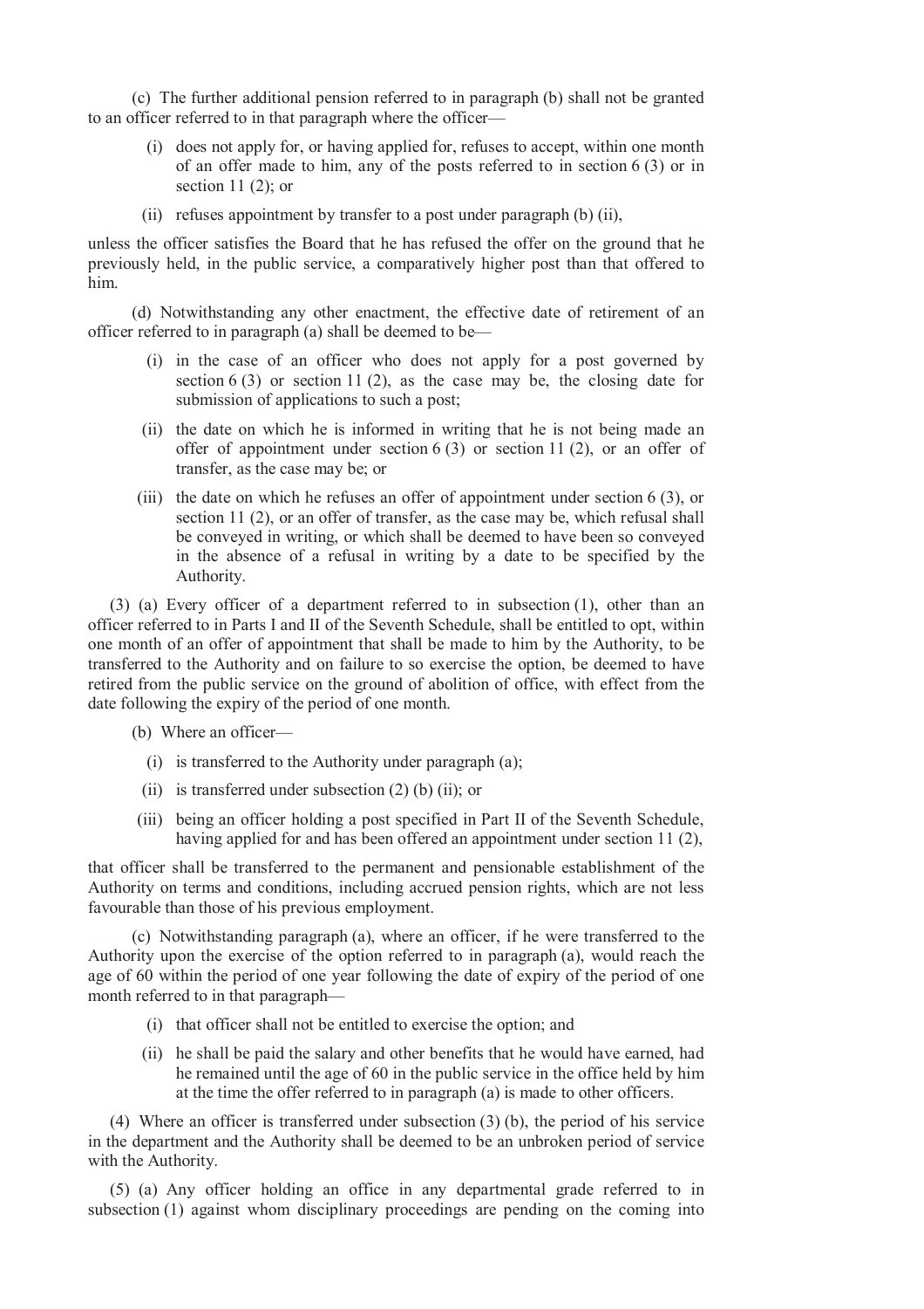(c) The further additional pension referred to in paragraph (b) shall not be granted to an officer referred to in that paragraph where the officer—

- (i) does not apply for, or having applied for, refuses to accept, within one month of an offer made to him, any of the posts referred to in section 6 (3) or in section 11 (2); or
- (ii) refuses appointment by transfer to a post under paragraph (b) (ii),

unless the officer satisfies the Board that he has refused the offer on the ground that he previously held, in the public service, a comparatively higher post than that offered to him.

(d) Notwithstanding any other enactment, the effective date of retirement of an officer referred to in paragraph (a) shall be deemed to be—

- (i) in the case of an officer who does not apply for a post governed by section 6 (3) or section 11 (2), as the case may be, the closing date for submission of applications to such a post;
- (ii) the date on which he is informed in writing that he is not being made an offer of appointment under section 6 (3) or section 11 (2), or an offer of transfer, as the case may be; or
- (iii) the date on which he refuses an offer of appointment under section 6 (3), or section 11 (2), or an offer of transfer, as the case may be, which refusal shall be conveyed in writing, or which shall be deemed to have been so conveyed in the absence of a refusal in writing by a date to be specified by the Authority.

(3) (a) Every officer of a department referred to in subsection (1), other than an officer referred to in Parts I and II of the Seventh Schedule, shall be entitled to opt, within one month of an offer of appointment that shall be made to him by the Authority, to be transferred to the Authority and on failure to so exercise the option, be deemed to have retired from the public service on the ground of abolition of office, with effect from the date following the expiry of the period of one month.

(b) Where an officer—

- (i) is transferred to the Authority under paragraph (a);
- (ii) is transferred under subsection (2) (b) (ii); or
- (iii) being an officer holding a post specified in Part II of the Seventh Schedule, having applied for and has been offered an appointment under section 11 (2),

that officer shall be transferred to the permanent and pensionable establishment of the Authority on terms and conditions, including accrued pension rights, which are not less favourable than those of his previous employment.

(c) Notwithstanding paragraph (a), where an officer, if he were transferred to the Authority upon the exercise of the option referred to in paragraph (a), would reach the age of 60 within the period of one year following the date of expiry of the period of one month referred to in that paragraph—

- (i) that officer shall not be entitled to exercise the option; and
- (ii) he shall be paid the salary and other benefits that he would have earned, had he remained until the age of 60 in the public service in the office held by him at the time the offer referred to in paragraph (a) is made to other officers.

(4) Where an officer is transferred under subsection (3) (b), the period of his service in the department and the Authority shall be deemed to be an unbroken period of service with the Authority.

(5) (a) Any officer holding an office in any departmental grade referred to in subsection (1) against whom disciplinary proceedings are pending on the coming into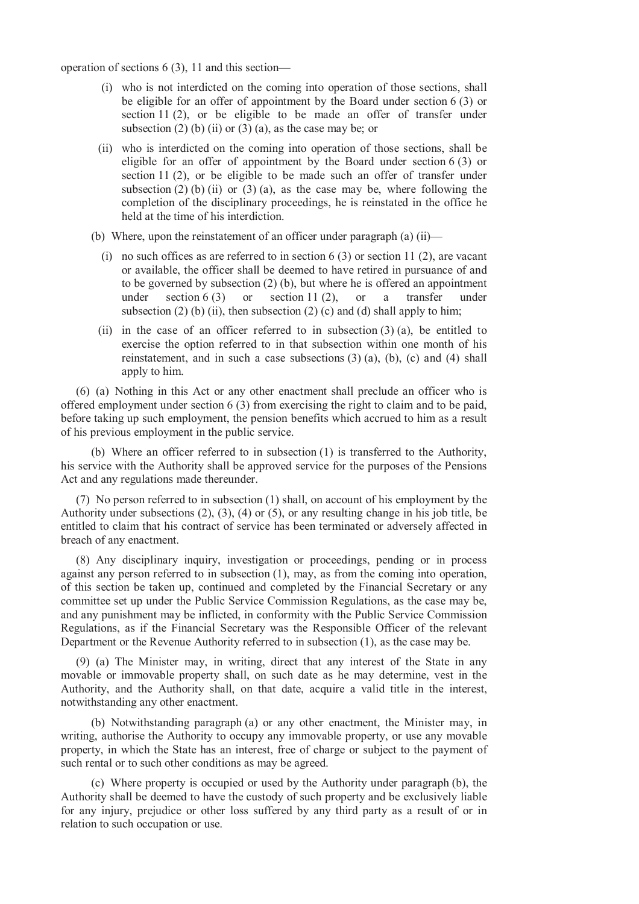operation of sections 6 (3), 11 and this section—

(i) who is not interdicted on the coming into operation of those sections, shall be eligible for an offer of appointment by the Board under section 6 (3) or section 11 (2), or be eligible to be made an offer of transfer under subsection (2) (b) (ii) or (3) (a), as the case may be; or

(ii) who is interdicted on the coming into operation of those sections, shall be eligible for an offer of appointment by the Board under section 6 (3) or section 11 (2), or be eligible to be made such an offer of transfer under subsection (2) (b) (ii) or (3) (a), as the case may be, where following the completion of the disciplinary proceedings, he is reinstated in the office he held at the time of his interdiction.

(b) Where, upon the reinstatement of an officer under paragraph (a) (ii)—

(i) no such offices as are referred to in section 6 (3) or section 11 (2), are vacant or available, the officer shall be deemed to have retired in pursuance of and to be governed by subsection (2) (b), but where he is offered an appointment under section 6 (3) or section 11 (2), or a transfer under subsection (2) (b) (ii), then subsection (2) (c) and (d) shall apply to him;

(ii) in the case of an officer referred to in subsection (3) (a), be entitled to exercise the option referred to in that subsection within one month of his reinstatement, and in such a case subsections (3) (a), (b), (c) and (4) shall apply to him.

(6) (a) Nothing in this Act or any other enactment shall preclude an officer who is offered employment under section 6 (3) from exercising the right to claim and to be paid, before taking up such employment, the pension benefits which accrued to him as a result of his previous employment in the public service.

(b) Where an officer referred to in subsection (1) is transferred to the Authority, his service with the Authority shall be approved service for the purposes of the Pensions Act and any regulations made thereunder.

(7) No person referred to in subsection (1) shall, on account of his employment by the Authority under subsections (2), (3), (4) or (5), or any resulting change in his job title, be entitled to claim that his contract of service has been terminated or adversely affected in breach of any enactment.

(8) Any disciplinary inquiry, investigation or proceedings, pending or in process against any person referred to in subsection (1), may, as from the coming into operation, of this section be taken up, continued and completed by the Financial Secretary or any committee set up under the Public Service Commission Regulations, as the case may be, and any punishment may be inflicted, in conformity with the Public Service Commission Regulations, as if the Financial Secretary was the Responsible Officer of the relevant Department or the Revenue Authority referred to in subsection (1), as the case may be.

(9) (a) The Minister may, in writing, direct that any interest of the State in any movable or immovable property shall, on such date as he may determine, vest in the Authority, and the Authority shall, on that date, acquire a valid title in the interest, notwithstanding any other enactment.

(b) Notwithstanding paragraph (a) or any other enactment, the Minister may, in writing, authorise the Authority to occupy any immovable property, or use any movable property, in which the State has an interest, free of charge or subject to the payment of such rental or to such other conditions as may be agreed.

(c) Where property is occupied or used by the Authority under paragraph (b), the Authority shall be deemed to have the custody of such property and be exclusively liable for any injury, prejudice or other loss suffered by any third party as a result of or in relation to such occupation or use.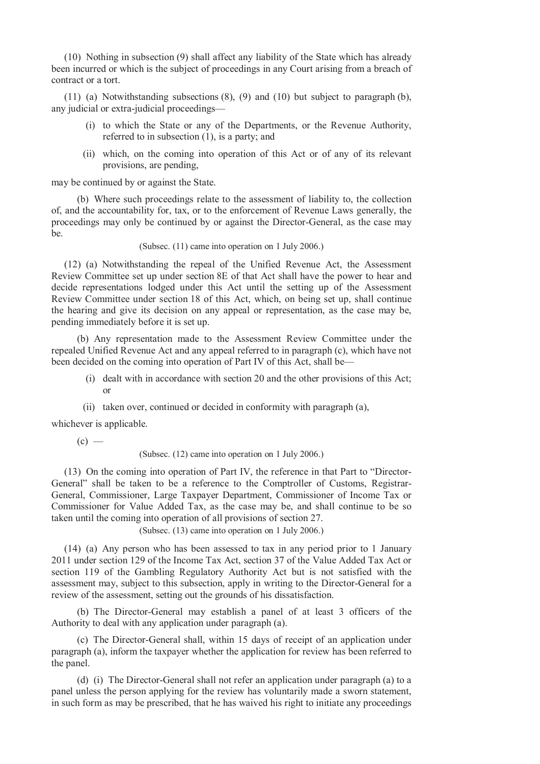(10) Nothing in subsection (9) shall affect any liability of the State which has already been incurred or which is the subject of proceedings in any Court arising from a breach of contract or a tort.

(11) (a) Notwithstanding subsections (8), (9) and (10) but subject to paragraph (b), any judicial or extra-judicial proceedings—

(i) to which the State or any of the Departments, or the Revenue Authority, referred to in subsection (1), is a party; and

(ii) which, on the coming into operation of this Act or of any of its relevant provisions, are pending,

may be continued by or against the State.

(b) Where such proceedings relate to the assessment of liability to, the collection of, and the accountability for, tax, or to the enforcement of Revenue Laws generally, the proceedings may only be continued by or against the Director-General, as the case may be.

(Subsec. (11) came into operation on 1 July 2006.)

(12) (a) Notwithstanding the repeal of the Unified Revenue Act, the Assessment Review Committee set up under section 8E of that Act shall have the power to hear and decide representations lodged under this Act until the setting up of the Assessment Review Committee under section 18 of this Act, which, on being set up, shall continue the hearing and give its decision on any appeal or representation, as the case may be, pending immediately before it is set up.

(b) Any representation made to the Assessment Review Committee under the repealed Unified Revenue Act and any appeal referred to in paragraph (c), which have not been decided on the coming into operation of Part IV of this Act, shall be—

(i) dealt with in accordance with section 20 and the other provisions of this Act; or

(ii) taken over, continued or decided in conformity with paragraph (a),

whichever is applicable.

(c) —

(Subsec. (12) came into operation on 1 July 2006.)

(13) On the coming into operation of Part IV, the reference in that Part to "Director-General" shall be taken to be a reference to the Comptroller of Customs, Registrar-General, Commissioner, Large Taxpayer Department, Commissioner of Income Tax or Commissioner for Value Added Tax, as the case may be, and shall continue to be so taken until the coming into operation of all provisions of section 27.

(Subsec. (13) came into operation on 1 July 2006.)

(14) (a) Any person who has been assessed to tax in any period prior to 1 January 2011 under section 129 of the Income Tax Act, section 37 of the Value Added Tax Act or section 119 of the Gambling Regulatory Authority Act but is not satisfied with the assessment may, subject to this subsection, apply in writing to the Director-General for a review of the assessment, setting out the grounds of his dissatisfaction.

(b) The Director-General may establish a panel of at least 3 officers of the Authority to deal with any application under paragraph (a).

(c) The Director-General shall, within 15 days of receipt of an application under paragraph (a), inform the taxpayer whether the application for review has been referred to the panel.

(d) (i) The Director-General shall not refer an application under paragraph (a) to a panel unless the person applying for the review has voluntarily made a sworn statement, in such form as may be prescribed, that he has waived his right to initiate any proceedings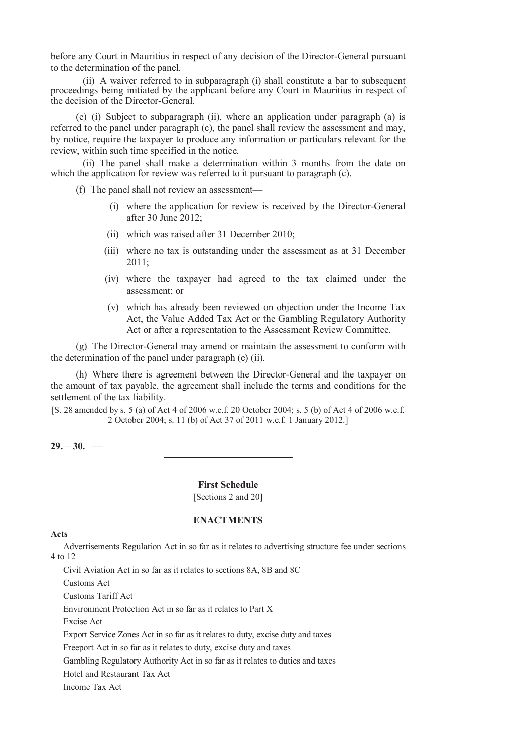before any Court in Mauritius in respect of any decision of the Director-General pursuant to the determination of the panel.

(ii) A waiver referred to in subparagraph (i) shall constitute a bar to subsequent proceedings being initiated by the applicant before any Court in Mauritius in respect of the decision of the Director-General.

(e) (i) Subject to subparagraph (ii), where an application under paragraph (a) is referred to the panel under paragraph (c), the panel shall review the assessment and may, by notice, require the taxpayer to produce any information or particulars relevant for the review, within such time specified in the notice.

(ii) The panel shall make a determination within 3 months from the date on which the application for review was referred to it pursuant to paragraph (c).

(f) The panel shall not review an assessment—

- (i) where the application for review is received by the Director-General after 30 June 2012;
- (ii) which was raised after 31 December 2010;
- (iii) where no tax is outstanding under the assessment as at 31 December 2011;
- (iv) where the taxpayer had agreed to the tax claimed under the assessment; or
- (v) which has already been reviewed on objection under the Income Tax Act, the Value Added Tax Act or the Gambling Regulatory Authority Act or after a representation to the Assessment Review Committee.

(g) The Director-General may amend or maintain the assessment to conform with the determination of the panel under paragraph (e) (ii).

(h) Where there is agreement between the Director-General and the taxpayer on the amount of tax payable, the agreement shall include the terms and conditions for the settlement of the tax liability.

[S. 28 amended by s. 5 (a) of Act 4 of 2006 w.e.f. 20 October 2004; s. 5 (b) of Act 4 of 2006 w.e.f. 2 October 2004; s. 11 (b) of Act 37 of 2011 w.e.f. 1 January 2012.]

**29. – 30.** —

---

**First Schedule**

[Sections 2 and 20]

**ENACTMENTS**

**Acts**

Advertisements Regulation Act in so far as it relates to advertising structure fee under sections 4 to 12

Civil Aviation Act in so far as it relates to sections 8A, 8B and 8C

Customs Act

Customs Tariff Act

Environment Protection Act in so far as it relates to Part X

Excise Act

Export Service Zones Act in so far as it relates to duty, excise duty and taxes

Freeport Act in so far as it relates to duty, excise duty and taxes

Gambling Regulatory Authority Act in so far as it relates to duties and taxes

Hotel and Restaurant Tax Act

Income Tax Act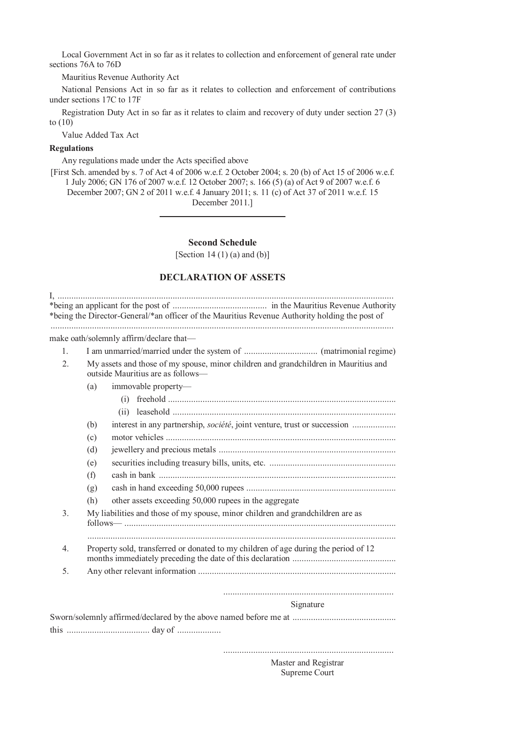Local Government Act in so far as it relates to collection and enforcement of general rate under sections 76A to 76D

Mauritius Revenue Authority Act

National Pensions Act in so far as it relates to collection and enforcement of contributions under sections 17C to 17F

Registration Duty Act in so far as it relates to claim and recovery of duty under section 27 (3) to (10)

Value Added Tax Act

**Regulations**

Any regulations made under the Acts specified above

[First Sch. amended by s. 7 of Act 4 of 2006 w.e.f. 2 October 2004; s. 20 (b) of Act 15 of 2006 w.e.f. 1 July 2006; GN 176 of 2007 w.e.f. 12 October 2007; s. 166 (5) (a) of Act 9 of 2007 w.e.f. 6 December 2007; GN 2 of 2011 w.e.f. 4 January 2011; s. 11 (c) of Act 37 of 2011 w.e.f. 15 December 2011.]

---

## Second Schedule

[Section 14 (1) (a) and (b)]

### DECLARATION OF ASSETS

I, ..................................................................................................................................................
*being an applicant for the post of ......................................... in the Mauritius Revenue Authority
*being the Director-General/*an officer of the Mauritius Revenue Authority holding the post of
....................................................................................................................................................

make oath/solemnly affirm/declare that—

1. I am unmarried/married under the system of ................................ (matrimonial regime)
2. My assets and those of my spouse, minor children and grandchildren in Mauritius and outside Mauritius are as follows—
   - (a) immovable property—
     - (i) freehold ..................................................................................................
     - (ii) leasehold ................................................................................................
   - (b) interest in any partnership, *société*, joint venture, trust or succession ..................
   - (c) motor vehicles ...................................................................................................
   - (d) jewellery and precious metals ............................................................................
   - (e) securities including treasury bills, units, etc. ......................................................
   - (f) cash in bank ......................................................................................................
   - (g) cash in hand exceeding 50,000 rupees ................................................................
   - (h) other assets exceeding 50,000 rupees in the aggregate
3. My liabilities and those of my spouse, minor children and grandchildren are as follows— ....................................................................................................................
   ....................................................................................................................................
4. Property sold, transferred or donated to my children of age during the period of 12 months immediately preceding the date of this declaration ............................................
5. Any other relevant information .....................................................................................

..........................................................................
Signature

Sworn/solemnly affirmed/declared by the above named before me at ............................................
this .................................... day of ...................

..........................................................................
Master and Registrar
Supreme Court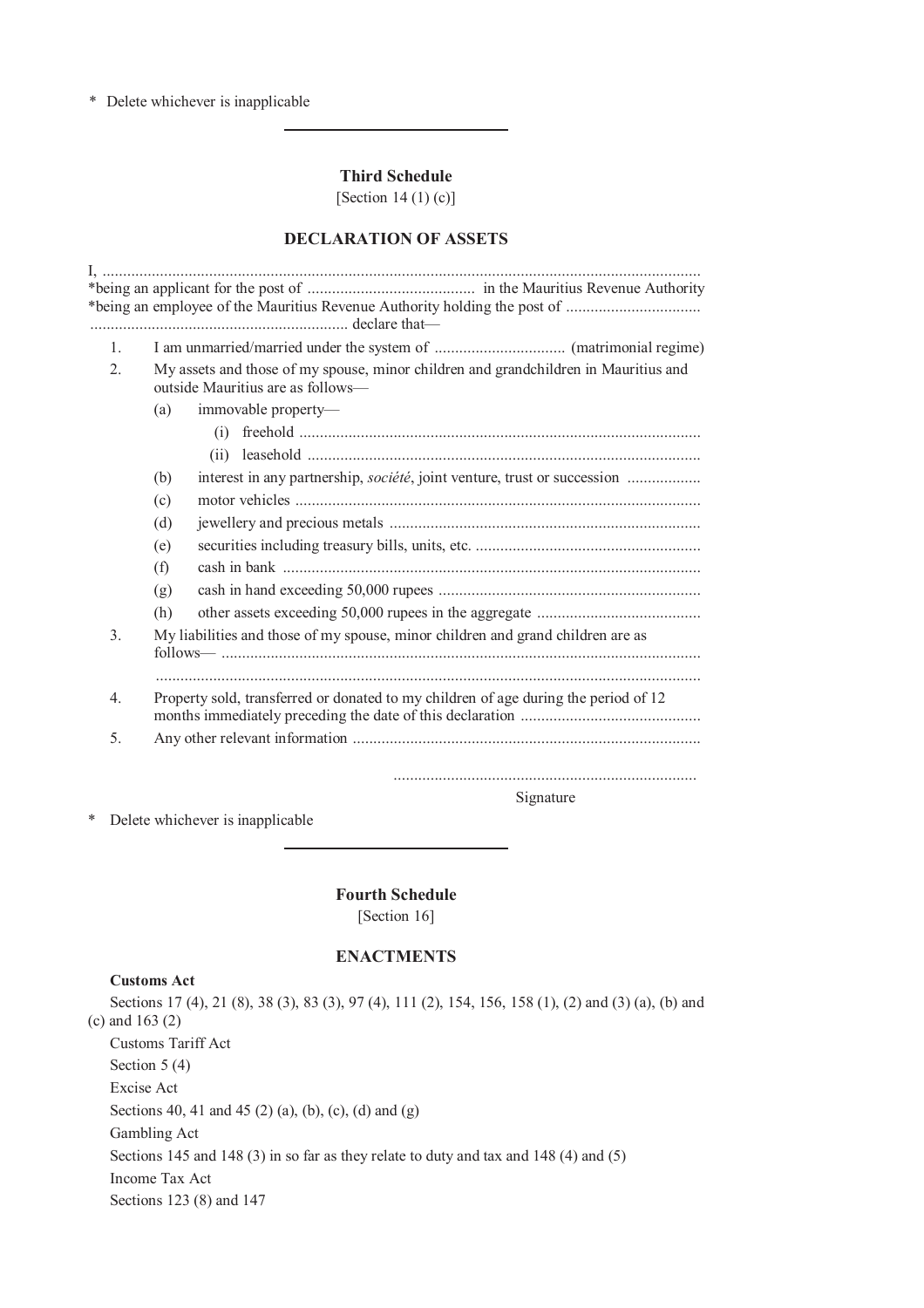\* Delete whichever is inapplicable

---

### Third Schedule

[Section 14 (1) (c)]

### DECLARATION OF ASSETS

I, .................................................................................................................................................

\*being an applicant for the post of .......................................... in the Mauritius Revenue Authority

\*being an employee of the Mauritius Revenue Authority holding the post of .................................
............................................................... declare that—

1. I am unmarried/married under the system of ................................ (matrimonial regime)
2. My assets and those of my spouse, minor children and grandchildren in Mauritius and outside Mauritius are as follows—
   - (a) immovable property—
     - (i) freehold .................................................................................................
     - (ii) leasehold ...............................................................................................
   - (b) interest in any partnership, *société*, joint venture, trust or succession ..................
   - (c) motor vehicles ..................................................................................................
   - (d) jewellery and precious metals ...........................................................................
   - (e) securities including treasury bills, units, etc. .......................................................
   - (f) cash in bank .....................................................................................................
   - (g) cash in hand exceeding 50,000 rupees ................................................................
   - (h) other assets exceeding 50,000 rupees in the aggregate ........................................
3. My liabilities and those of my spouse, minor children and grand children are as follows— ....................................................................................................................
   ....................................................................................................................
4. Property sold, transferred or donated to my children of age during the period of 12 months immediately preceding the date of this declaration ............................................
5. Any other relevant information ....................................................................................

..........................................................................

Signature

\* Delete whichever is inapplicable

---

### Fourth Schedule

[Section 16]

### ENACTMENTS

**Customs Act**

Sections 17 (4), 21 (8), 38 (3), 83 (3), 97 (4), 111 (2), 154, 156, 158 (1), (2) and (3) (a), (b) and (c) and 163 (2)

Customs Tariff Act

Section 5 (4)

Excise Act

Sections 40, 41 and 45 (2) (a), (b), (c), (d) and (g)

Gambling Act

Sections 145 and 148 (3) in so far as they relate to duty and tax and 148 (4) and (5)

Income Tax Act

Sections 123 (8) and 147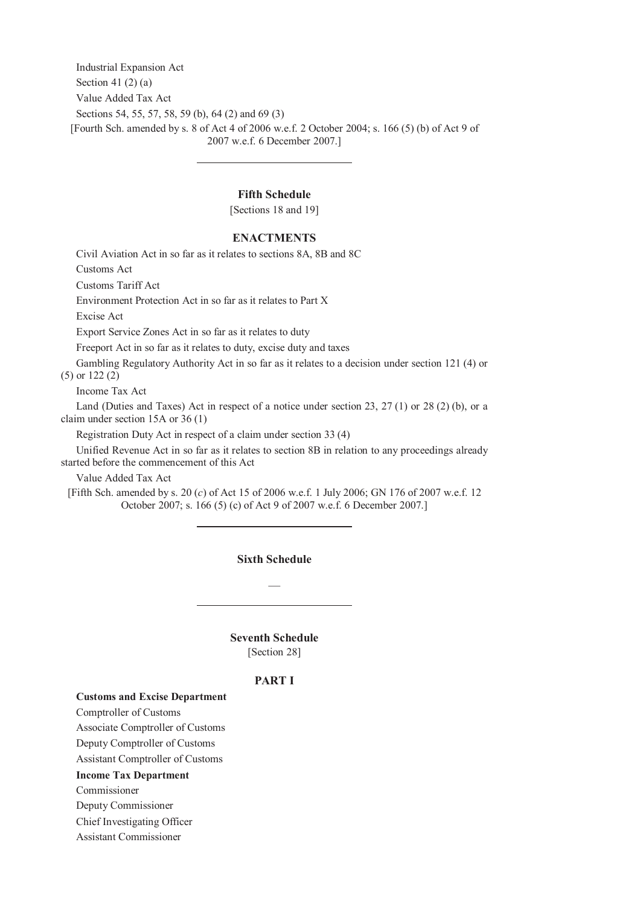Industrial Expansion Act

Section 41 (2) (a)

Value Added Tax Act

Sections 54, 55, 57, 58, 59 (b), 64 (2) and 69 (3)

[Fourth Sch. amended by s. 8 of Act 4 of 2006 w.e.f. 2 October 2004; s. 166 (5) (b) of Act 9 of 2007 w.e.f. 6 December 2007.]

---

## Fifth Schedule

[Sections 18 and 19]

### ENACTMENTS

Civil Aviation Act in so far as it relates to sections 8A, 8B and 8C

Customs Act

Customs Tariff Act

Environment Protection Act in so far as it relates to Part X

Excise Act

Export Service Zones Act in so far as it relates to duty

Freeport Act in so far as it relates to duty, excise duty and taxes

Gambling Regulatory Authority Act in so far as it relates to a decision under section 121 (4) or (5) or 122 (2)

Income Tax Act

Land (Duties and Taxes) Act in respect of a notice under section 23, 27 (1) or 28 (2) (b), or a claim under section 15A or 36 (1)

Registration Duty Act in respect of a claim under section 33 (4)

Unified Revenue Act in so far as it relates to section 8B in relation to any proceedings already started before the commencement of this Act

Value Added Tax Act

[Fifth Sch. amended by s. 20 (*c*) of Act 15 of 2006 w.e.f. 1 July 2006; GN 176 of 2007 w.e.f. 12 October 2007; s. 166 (5) (c) of Act 9 of 2007 w.e.f. 6 December 2007.]

---

## Sixth Schedule

—

---

## Seventh Schedule

[Section 28]

### PART I

**Customs and Excise Department**

Comptroller of Customs

Associate Comptroller of Customs

Deputy Comptroller of Customs

Assistant Comptroller of Customs

**Income Tax Department**

Commissioner

Deputy Commissioner

Chief Investigating Officer

Assistant Commissioner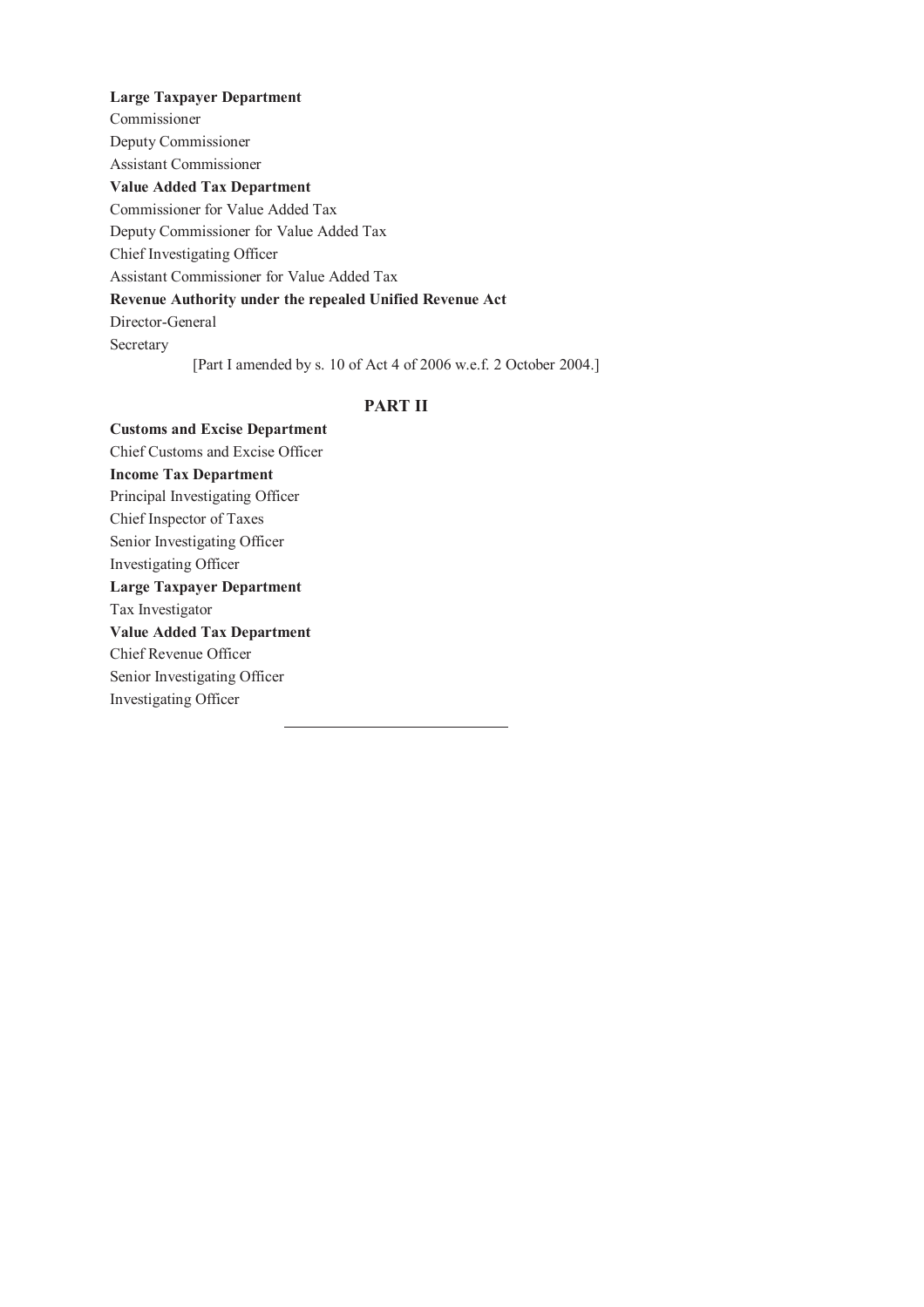**Large Taxpayer Department**

Commissioner

Deputy Commissioner

Assistant Commissioner

**Value Added Tax Department**

Commissioner for Value Added Tax

Deputy Commissioner for Value Added Tax

Chief Investigating Officer

Assistant Commissioner for Value Added Tax

**Revenue Authority under the repealed Unified Revenue Act**

Director-General

Secretary

[Part I amended by s. 10 of Act 4 of 2006 w.e.f. 2 October 2004.]

## PART II

**Customs and Excise Department**

Chief Customs and Excise Officer

**Income Tax Department**

Principal Investigating Officer

Chief Inspector of Taxes

Senior Investigating Officer

Investigating Officer

**Large Taxpayer Department**

Tax Investigator

**Value Added Tax Department**

Chief Revenue Officer

Senior Investigating Officer

Investigating Officer